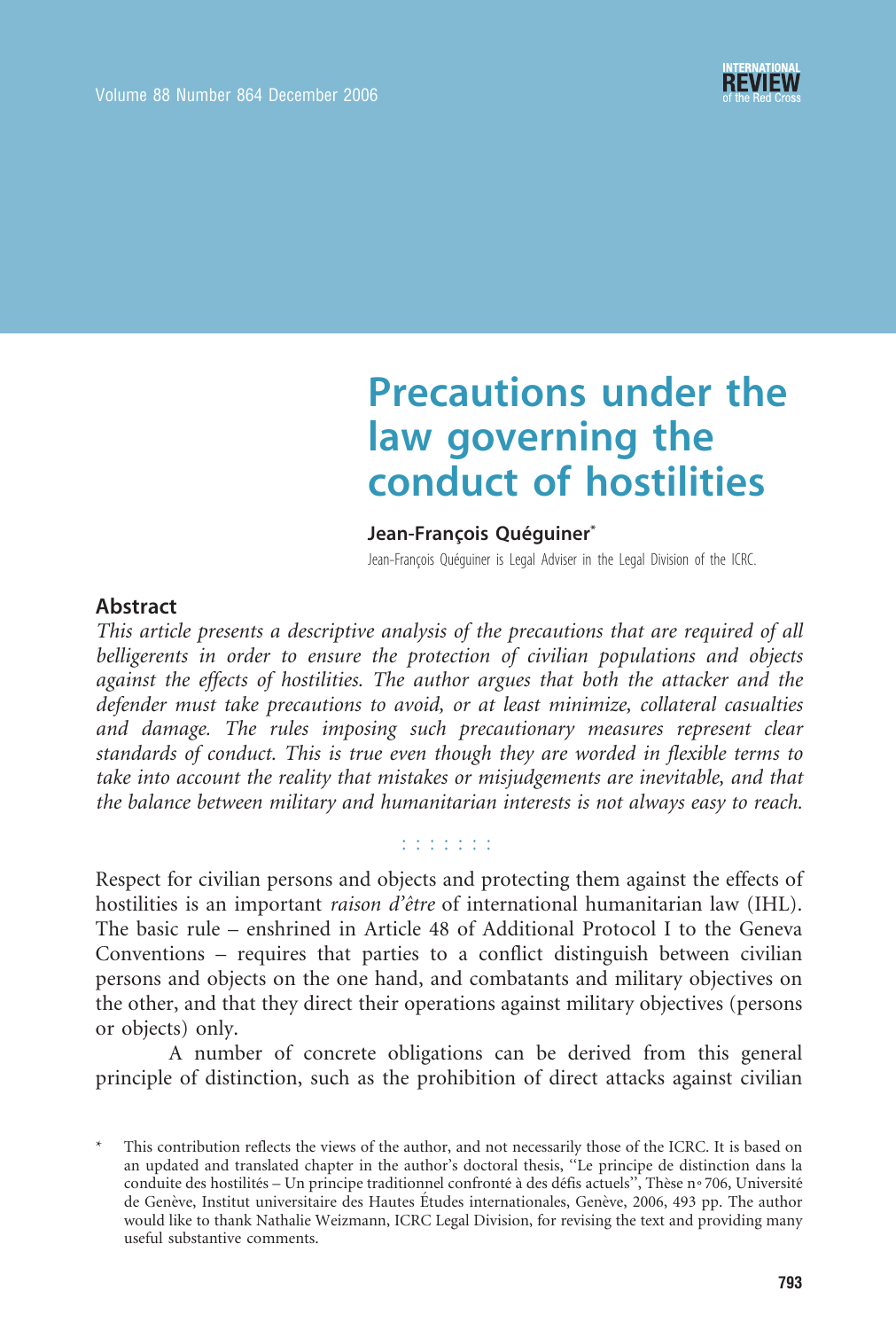# Precautions under the law governing the conduct of hostilities

**Jean-François Quéguiner***

Jean-François Quéguiner is Legal Adviser in the Legal Division of the ICRC.

## Abstract

*This article presents a descriptive analysis of the precautions that are required of all belligerents in order to ensure the protection of civilian populations and objects against the effects of hostilities. The author argues that both the attacker and the defender must take precautions to avoid, or at least minimize, collateral casualties and damage. The rules imposing such precautionary measures represent clear standards of conduct. This is true even though they are worded in flexible terms to take into account the reality that mistakes or misjudgements are inevitable, and that the balance between military and humanitarian interests is not always easy to reach.*

: : : : : : :

Respect for civilian persons and objects and protecting them against the effects of hostilities is an important *raison d'être* of international humanitarian law (IHL). The basic rule – enshrined in Article 48 of Additional Protocol I to the Geneva Conventions – requires that parties to a conflict distinguish between civilian persons and objects on the one hand, and combatants and military objectives on the other, and that they direct their operations against military objectives (persons or objects) only.

A number of concrete obligations can be derived from this general principle of distinction, such as the prohibition of direct attacks against civilian

\* This contribution reflects the views of the author, and not necessarily those of the ICRC. It is based on an updated and translated chapter in the author's doctoral thesis, "Le principe de distinction dans la conduite des hostilités – Un principe traditionnel confronté à des défis actuels", Thèse n° 706, Université de Genève, Institut universitaire des Hautes Études internationales, Genève, 2006, 493 pp. The author would like to thank Nathalie Weizmann, ICRC Legal Division, for revising the text and providing many useful substantive comments.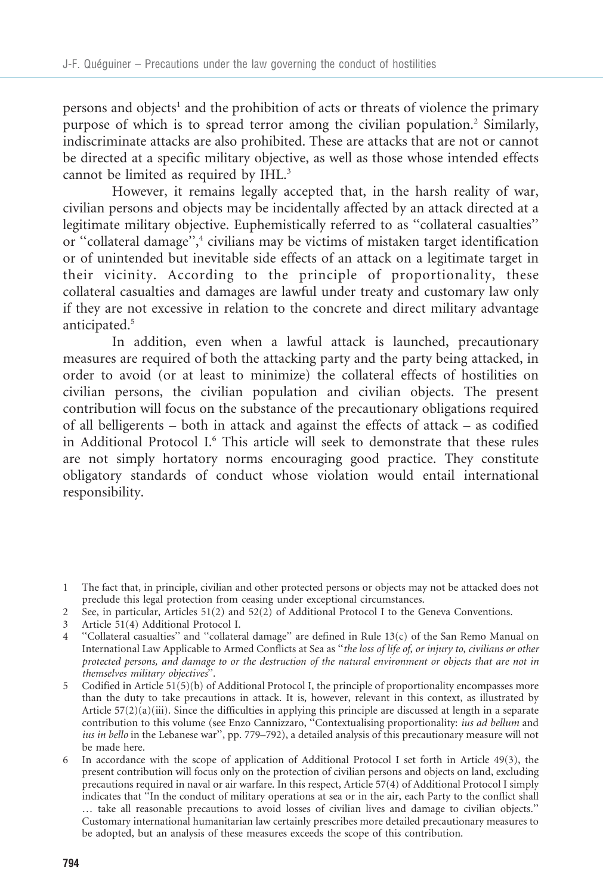persons and objects[1] and the prohibition of acts or threats of violence the primary purpose of which is to spread terror among the civilian population.[2] Similarly, indiscriminate attacks are also prohibited. These are attacks that are not or cannot be directed at a specific military objective, as well as those whose intended effects cannot be limited as required by IHL.[3]

However, it remains legally accepted that, in the harsh reality of war, civilian persons and objects may be incidentally affected by an attack directed at a legitimate military objective. Euphemistically referred to as "collateral casualties" or "collateral damage",[4] civilians may be victims of mistaken target identification or of unintended but inevitable side effects of an attack on a legitimate target in their vicinity. According to the principle of proportionality, these collateral casualties and damages are lawful under treaty and customary law only if they are not excessive in relation to the concrete and direct military advantage anticipated.[5]

In addition, even when a lawful attack is launched, precautionary measures are required of both the attacking party and the party being attacked, in order to avoid (or at least to minimize) the collateral effects of hostilities on civilian persons, the civilian population and civilian objects. The present contribution will focus on the substance of the precautionary obligations required of all belligerents – both in attack and against the effects of attack – as codified in Additional Protocol I.[6] This article will seek to demonstrate that these rules are not simply hortatory norms encouraging good practice. They constitute obligatory standards of conduct whose violation would entail international responsibility.

---

1 The fact that, in principle, civilian and other protected persons or objects may not be attacked does not preclude this legal protection from ceasing under exceptional circumstances.

2 See, in particular, Articles 51(2) and 52(2) of Additional Protocol I to the Geneva Conventions.

3 Article 51(4) Additional Protocol I.

4 "Collateral casualties" and "collateral damage" are defined in Rule 13(c) of the San Remo Manual on International Law Applicable to Armed Conflicts at Sea as "*the loss of life of, or injury to, civilians or other protected persons, and damage to or the destruction of the natural environment or objects that are not in themselves military objectives*".

5 Codified in Article 51(5)(b) of Additional Protocol I, the principle of proportionality encompasses more than the duty to take precautions in attack. It is, however, relevant in this context, as illustrated by Article 57(2)(a)(iii). Since the difficulties in applying this principle are discussed at length in a separate contribution to this volume (see Enzo Cannizzaro, "Contextualising proportionality: *ius ad bellum* and *ius in bello* in the Lebanese war", pp. 779–792), a detailed analysis of this precautionary measure will not be made here.

6 In accordance with the scope of application of Additional Protocol I set forth in Article 49(3), the present contribution will focus only on the protection of civilian persons and objects on land, excluding precautions required in naval or air warfare. In this respect, Article 57(4) of Additional Protocol I simply indicates that "In the conduct of military operations at sea or in the air, each Party to the conflict shall … take all reasonable precautions to avoid losses of civilian lives and damage to civilian objects." Customary international humanitarian law certainly prescribes more detailed precautionary measures to be adopted, but an analysis of these measures exceeds the scope of this contribution.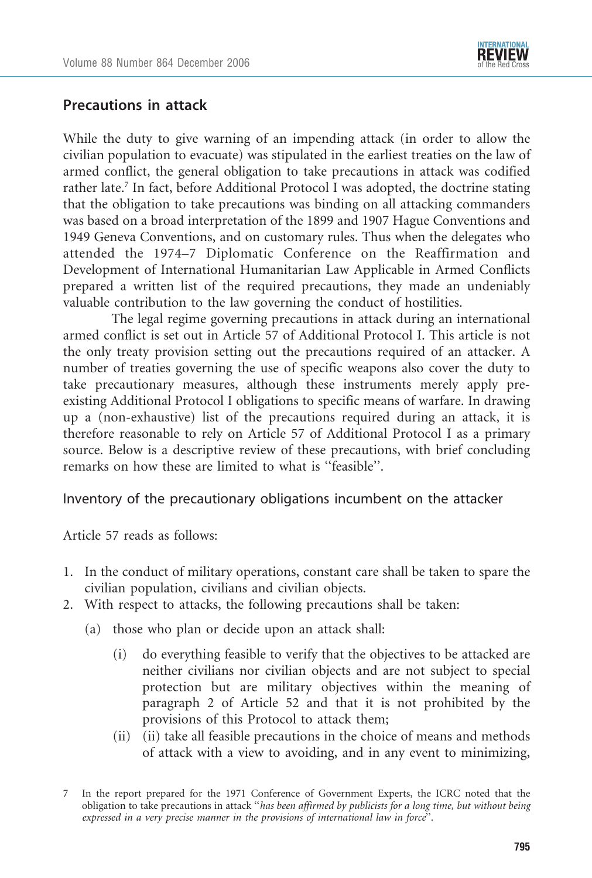## Precautions in attack

While the duty to give warning of an impending attack (in order to allow the civilian population to evacuate) was stipulated in the earliest treaties on the law of armed conflict, the general obligation to take precautions in attack was codified rather late.[7] In fact, before Additional Protocol I was adopted, the doctrine stating that the obligation to take precautions was binding on all attacking commanders was based on a broad interpretation of the 1899 and 1907 Hague Conventions and 1949 Geneva Conventions, and on customary rules. Thus when the delegates who attended the 1974–7 Diplomatic Conference on the Reaffirmation and Development of International Humanitarian Law Applicable in Armed Conflicts prepared a written list of the required precautions, they made an undeniably valuable contribution to the law governing the conduct of hostilities.

The legal regime governing precautions in attack during an international armed conflict is set out in Article 57 of Additional Protocol I. This article is not the only treaty provision setting out the precautions required of an attacker. A number of treaties governing the use of specific weapons also cover the duty to take precautionary measures, although these instruments merely apply pre-existing Additional Protocol I obligations to specific means of warfare. In drawing up a (non-exhaustive) list of the precautions required during an attack, it is therefore reasonable to rely on Article 57 of Additional Protocol I as a primary source. Below is a descriptive review of these precautions, with brief concluding remarks on how these are limited to what is "feasible".

### Inventory of the precautionary obligations incumbent on the attacker

Article 57 reads as follows:

1. In the conduct of military operations, constant care shall be taken to spare the civilian population, civilians and civilian objects.
2. With respect to attacks, the following precautions shall be taken:
   - (a) those who plan or decide upon an attack shall:
     - (i) do everything feasible to verify that the objectives to be attacked are neither civilians nor civilian objects and are not subject to special protection but are military objectives within the meaning of paragraph 2 of Article 52 and that it is not prohibited by the provisions of this Protocol to attack them;
     - (ii) (ii) take all feasible precautions in the choice of means and methods of attack with a view to avoiding, and in any event to minimizing,

7 In the report prepared for the 1971 Conference of Government Experts, the ICRC noted that the obligation to take precautions in attack "*has been affirmed by publicists for a long time, but without being expressed in a very precise manner in the provisions of international law in force*".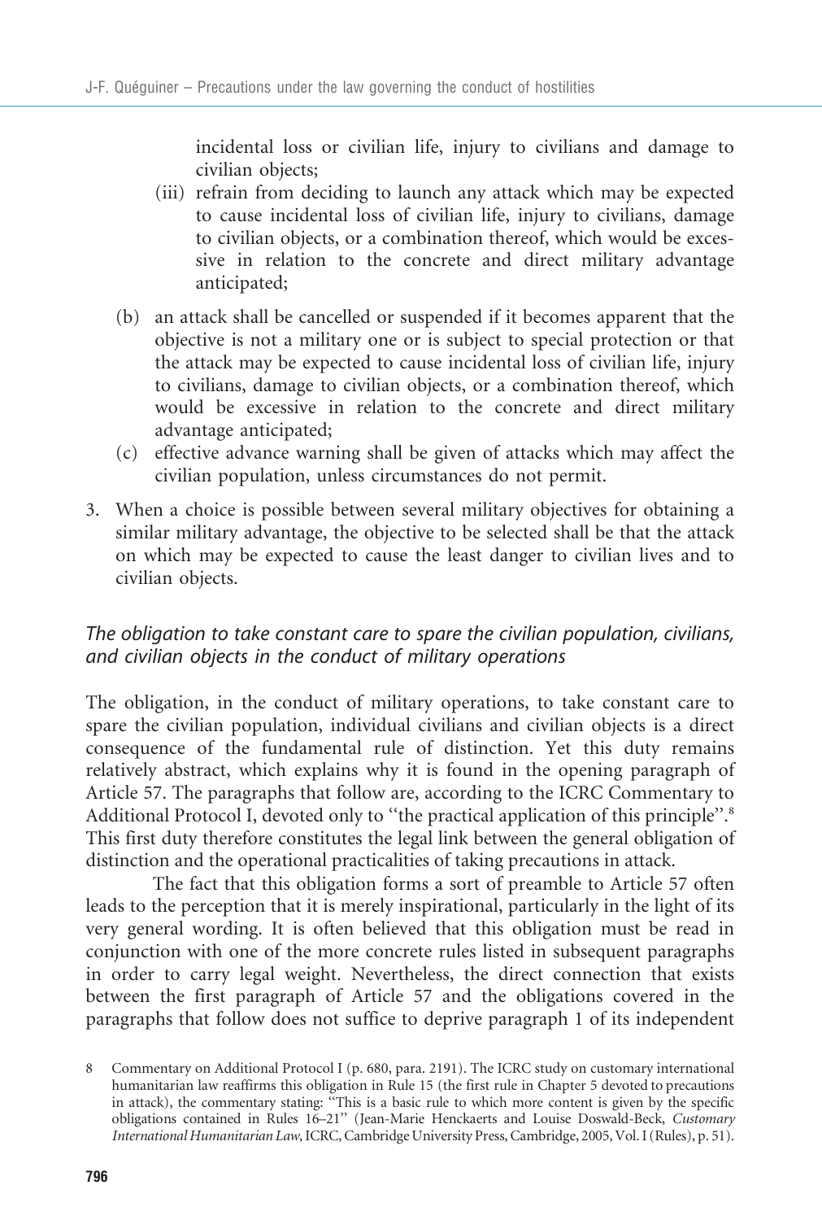incidental loss or civilian life, injury to civilians and damage to civilian objects;

  (iii) refrain from deciding to launch any attack which may be expected to cause incidental loss of civilian life, injury to civilians, damage to civilian objects, or a combination thereof, which would be excessive in relation to the concrete and direct military advantage anticipated;

(b) an attack shall be cancelled or suspended if it becomes apparent that the objective is not a military one or is subject to special protection or that the attack may be expected to cause incidental loss of civilian life, injury to civilians, damage to civilian objects, or a combination thereof, which would be excessive in relation to the concrete and direct military advantage anticipated;

(c) effective advance warning shall be given of attacks which may affect the civilian population, unless circumstances do not permit.

3. When a choice is possible between several military objectives for obtaining a similar military advantage, the objective to be selected shall be that the attack on which may be expected to cause the least danger to civilian lives and to civilian objects.

### *The obligation to take constant care to spare the civilian population, civilians, and civilian objects in the conduct of military operations*

The obligation, in the conduct of military operations, to take constant care to spare the civilian population, individual civilians and civilian objects is a direct consequence of the fundamental rule of distinction. Yet this duty remains relatively abstract, which explains why it is found in the opening paragraph of Article 57. The paragraphs that follow are, according to the ICRC Commentary to Additional Protocol I, devoted only to "the practical application of this principle".[8] This first duty therefore constitutes the legal link between the general obligation of distinction and the operational practicalities of taking precautions in attack.

The fact that this obligation forms a sort of preamble to Article 57 often leads to the perception that it is merely inspirational, particularly in the light of its very general wording. It is often believed that this obligation must be read in conjunction with one of the more concrete rules listed in subsequent paragraphs in order to carry legal weight. Nevertheless, the direct connection that exists between the first paragraph of Article 57 and the obligations covered in the paragraphs that follow does not suffice to deprive paragraph 1 of its independent

8 Commentary on Additional Protocol I (p. 680, para. 2191). The ICRC study on customary international humanitarian law reaffirms this obligation in Rule 15 (the first rule in Chapter 5 devoted to precautions in attack), the commentary stating: "This is a basic rule to which more content is given by the specific obligations contained in Rules 16–21" (Jean-Marie Henckaerts and Louise Doswald-Beck, *Customary International Humanitarian Law*, ICRC, Cambridge University Press, Cambridge, 2005, Vol. I (Rules), p. 51).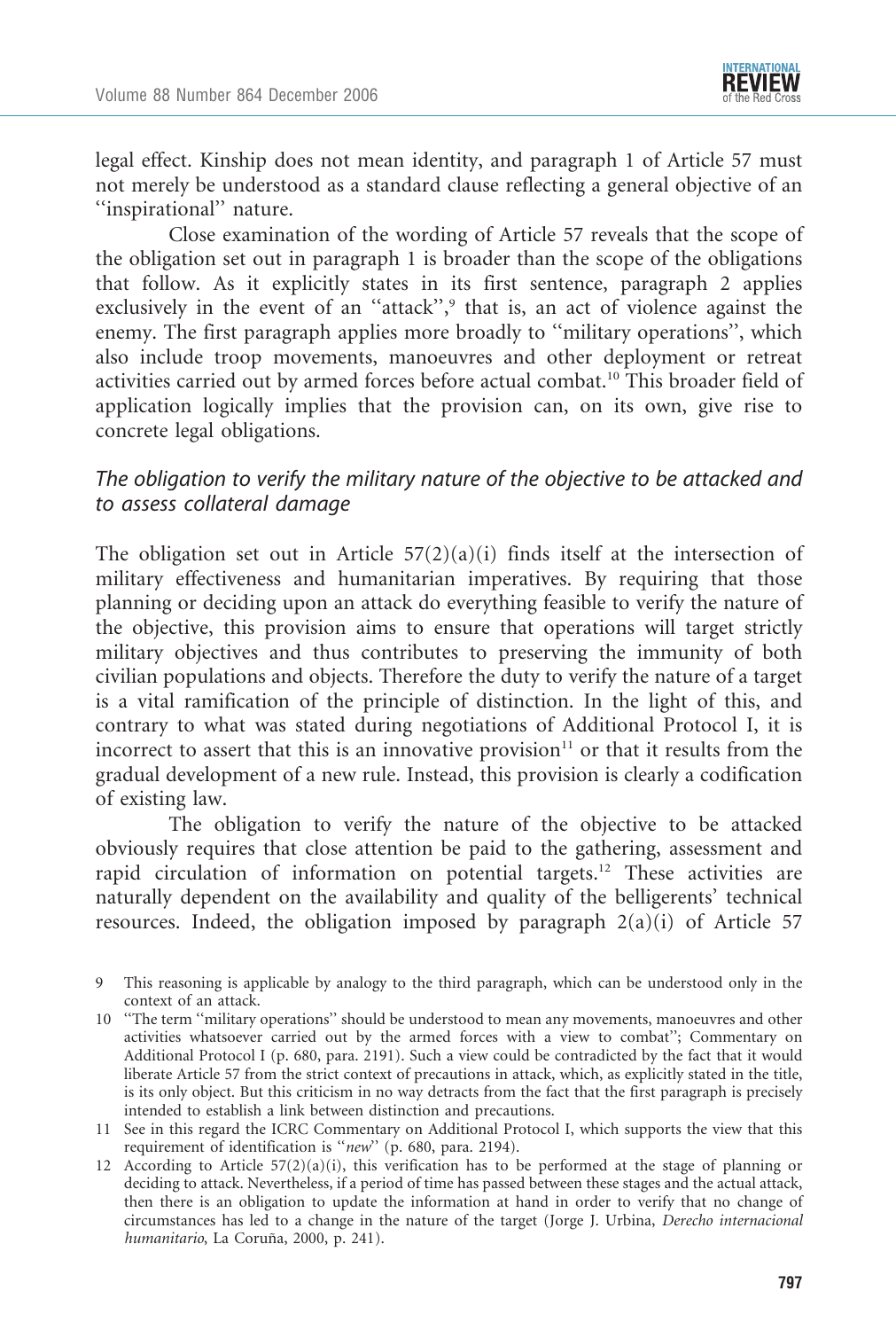legal effect. Kinship does not mean identity, and paragraph 1 of Article 57 must not merely be understood as a standard clause reflecting a general objective of an "inspirational" nature.

Close examination of the wording of Article 57 reveals that the scope of the obligation set out in paragraph 1 is broader than the scope of the obligations that follow. As it explicitly states in its first sentence, paragraph 2 applies exclusively in the event of an "attack",[9] that is, an act of violence against the enemy. The first paragraph applies more broadly to "military operations", which also include troop movements, manoeuvres and other deployment or retreat activities carried out by armed forces before actual combat.[10] This broader field of application logically implies that the provision can, on its own, give rise to concrete legal obligations.

### *The obligation to verify the military nature of the objective to be attacked and to assess collateral damage*

The obligation set out in Article 57(2)(a)(i) finds itself at the intersection of military effectiveness and humanitarian imperatives. By requiring that those planning or deciding upon an attack do everything feasible to verify the nature of the objective, this provision aims to ensure that operations will target strictly military objectives and thus contributes to preserving the immunity of both civilian populations and objects. Therefore the duty to verify the nature of a target is a vital ramification of the principle of distinction. In the light of this, and contrary to what was stated during negotiations of Additional Protocol I, it is incorrect to assert that this is an innovative provision[11] or that it results from the gradual development of a new rule. Instead, this provision is clearly a codification of existing law.

The obligation to verify the nature of the objective to be attacked obviously requires that close attention be paid to the gathering, assessment and rapid circulation of information on potential targets.[12] These activities are naturally dependent on the availability and quality of the belligerents' technical resources. Indeed, the obligation imposed by paragraph 2(a)(i) of Article 57

---

9 This reasoning is applicable by analogy to the third paragraph, which can be understood only in the context of an attack.

10 "The term "military operations" should be understood to mean any movements, manoeuvres and other activities whatsoever carried out by the armed forces with a view to combat"; Commentary on Additional Protocol I (p. 680, para. 2191). Such a view could be contradicted by the fact that it would liberate Article 57 from the strict context of precautions in attack, which, as explicitly stated in the title, is its only object. But this criticism in no way detracts from the fact that the first paragraph is precisely intended to establish a link between distinction and precautions.

11 See in this regard the ICRC Commentary on Additional Protocol I, which supports the view that this requirement of identification is "*new*" (p. 680, para. 2194).

12 According to Article 57(2)(a)(i), this verification has to be performed at the stage of planning or deciding to attack. Nevertheless, if a period of time has passed between these stages and the actual attack, then there is an obligation to update the information at hand in order to verify that no change of circumstances has led to a change in the nature of the target (Jorge J. Urbina, *Derecho internacional humanitario*, La Coruña, 2000, p. 241).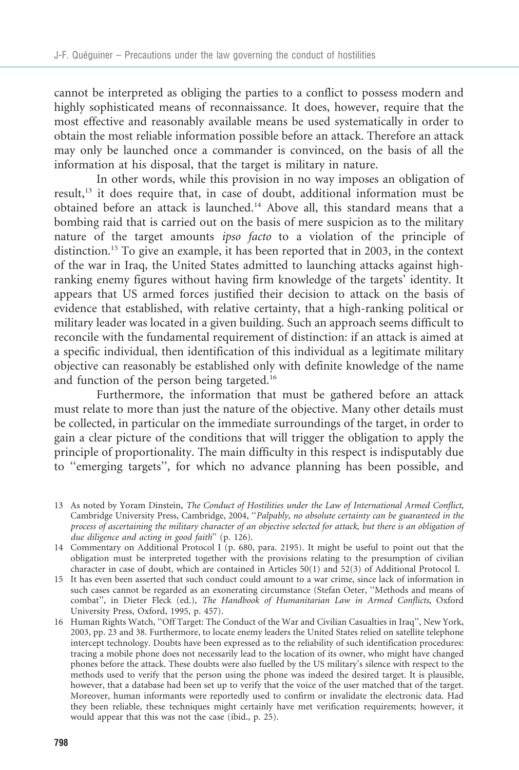cannot be interpreted as obliging the parties to a conflict to possess modern and highly sophisticated means of reconnaissance. It does, however, require that the most effective and reasonably available means be used systematically in order to obtain the most reliable information possible before an attack. Therefore an attack may only be launched once a commander is convinced, on the basis of all the information at his disposal, that the target is military in nature.

In other words, while this provision in no way imposes an obligation of result,[13] it does require that, in case of doubt, additional information must be obtained before an attack is launched.[14] Above all, this standard means that a bombing raid that is carried out on the basis of mere suspicion as to the military nature of the target amounts *ipso facto* to a violation of the principle of distinction.[15] To give an example, it has been reported that in 2003, in the context of the war in Iraq, the United States admitted to launching attacks against high-ranking enemy figures without having firm knowledge of the targets' identity. It appears that US armed forces justified their decision to attack on the basis of evidence that established, with relative certainty, that a high-ranking political or military leader was located in a given building. Such an approach seems difficult to reconcile with the fundamental requirement of distinction: if an attack is aimed at a specific individual, then identification of this individual as a legitimate military objective can reasonably be established only with definite knowledge of the name and function of the person being targeted.[16]

Furthermore, the information that must be gathered before an attack must relate to more than just the nature of the objective. Many other details must be collected, in particular on the immediate surroundings of the target, in order to gain a clear picture of the conditions that will trigger the obligation to apply the principle of proportionality. The main difficulty in this respect is indisputably due to "emerging targets", for which no advance planning has been possible, and

13 As noted by Yoram Dinstein, *The Conduct of Hostilities under the Law of International Armed Conflict*, Cambridge University Press, Cambridge, 2004, "*Palpably, no absolute certainty can be guaranteed in the process of ascertaining the military character of an objective selected for attack, but there is an obligation of due diligence and acting in good faith*" (p. 126).

14 Commentary on Additional Protocol I (p. 680, para. 2195). It might be useful to point out that the obligation must be interpreted together with the provisions relating to the presumption of civilian character in case of doubt, which are contained in Articles 50(1) and 52(3) of Additional Protocol I.

15 It has even been asserted that such conduct could amount to a war crime, since lack of information in such cases cannot be regarded as an exonerating circumstance (Stefan Oeter, "Methods and means of combat", in Dieter Fleck (ed.), *The Handbook of Humanitarian Law in Armed Conflicts*, Oxford University Press, Oxford, 1995, p. 457).

16 Human Rights Watch, "Off Target: The Conduct of the War and Civilian Casualties in Iraq", New York, 2003, pp. 23 and 38. Furthermore, to locate enemy leaders the United States relied on satellite telephone intercept technology. Doubts have been expressed as to the reliability of such identification procedures: tracing a mobile phone does not necessarily lead to the location of its owner, who might have changed phones before the attack. These doubts were also fuelled by the US military's silence with respect to the methods used to verify that the person using the phone was indeed the desired target. It is plausible, however, that a database had been set up to verify that the voice of the user matched that of the target. Moreover, human informants were reportedly used to confirm or invalidate the electronic data. Had they been reliable, these techniques might certainly have met verification requirements; however, it would appear that this was not the case (ibid., p. 25).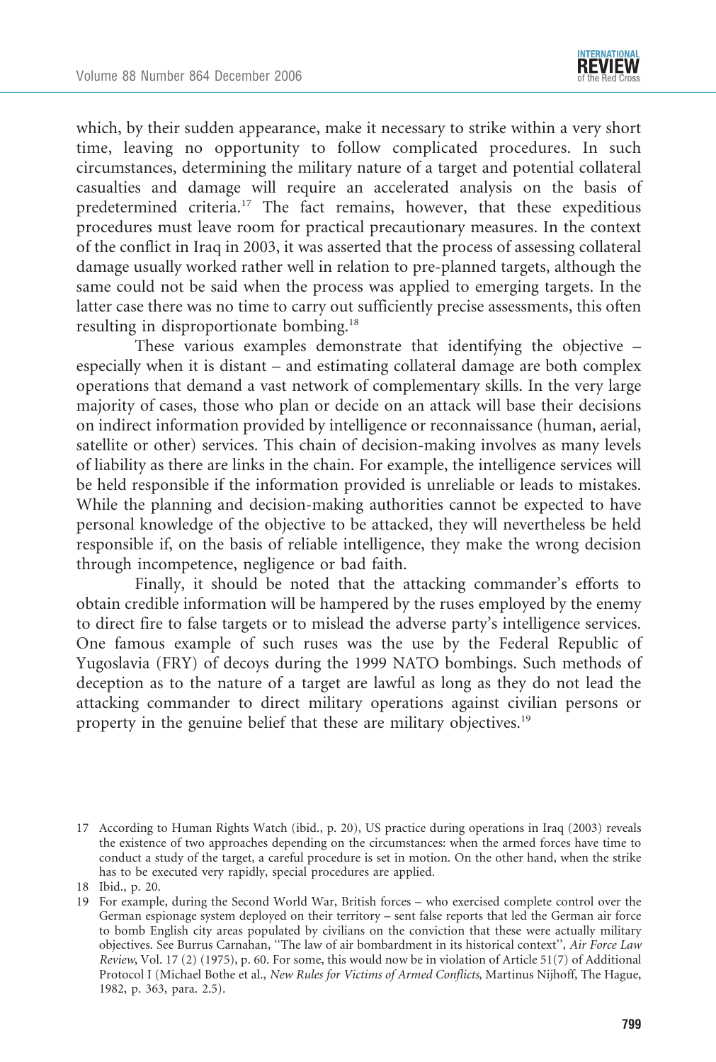which, by their sudden appearance, make it necessary to strike within a very short time, leaving no opportunity to follow complicated procedures. In such circumstances, determining the military nature of a target and potential collateral casualties and damage will require an accelerated analysis on the basis of predetermined criteria.[17] The fact remains, however, that these expeditious procedures must leave room for practical precautionary measures. In the context of the conflict in Iraq in 2003, it was asserted that the process of assessing collateral damage usually worked rather well in relation to pre-planned targets, although the same could not be said when the process was applied to emerging targets. In the latter case there was no time to carry out sufficiently precise assessments, this often resulting in disproportionate bombing.[18]

These various examples demonstrate that identifying the objective – especially when it is distant – and estimating collateral damage are both complex operations that demand a vast network of complementary skills. In the very large majority of cases, those who plan or decide on an attack will base their decisions on indirect information provided by intelligence or reconnaissance (human, aerial, satellite or other) services. This chain of decision-making involves as many levels of liability as there are links in the chain. For example, the intelligence services will be held responsible if the information provided is unreliable or leads to mistakes. While the planning and decision-making authorities cannot be expected to have personal knowledge of the objective to be attacked, they will nevertheless be held responsible if, on the basis of reliable intelligence, they make the wrong decision through incompetence, negligence or bad faith.

Finally, it should be noted that the attacking commander's efforts to obtain credible information will be hampered by the ruses employed by the enemy to direct fire to false targets or to mislead the adverse party's intelligence services. One famous example of such ruses was the use by the Federal Republic of Yugoslavia (FRY) of decoys during the 1999 NATO bombings. Such methods of deception as to the nature of a target are lawful as long as they do not lead the attacking commander to direct military operations against civilian persons or property in the genuine belief that these are military objectives.[19]

---

17 According to Human Rights Watch (ibid., p. 20), US practice during operations in Iraq (2003) reveals the existence of two approaches depending on the circumstances: when the armed forces have time to conduct a study of the target, a careful procedure is set in motion. On the other hand, when the strike has to be executed very rapidly, special procedures are applied.

18 Ibid., p. 20.

19 For example, during the Second World War, British forces – who exercised complete control over the German espionage system deployed on their territory – sent false reports that led the German air force to bomb English city areas populated by civilians on the conviction that these were actually military objectives. See Burrus Carnahan, "The law of air bombardment in its historical context", *Air Force Law Review*, Vol. 17 (2) (1975), p. 60. For some, this would now be in violation of Article 51(7) of Additional Protocol I (Michael Bothe et al., *New Rules for Victims of Armed Conflicts*, Martinus Nijhoff, The Hague, 1982, p. 363, para. 2.5).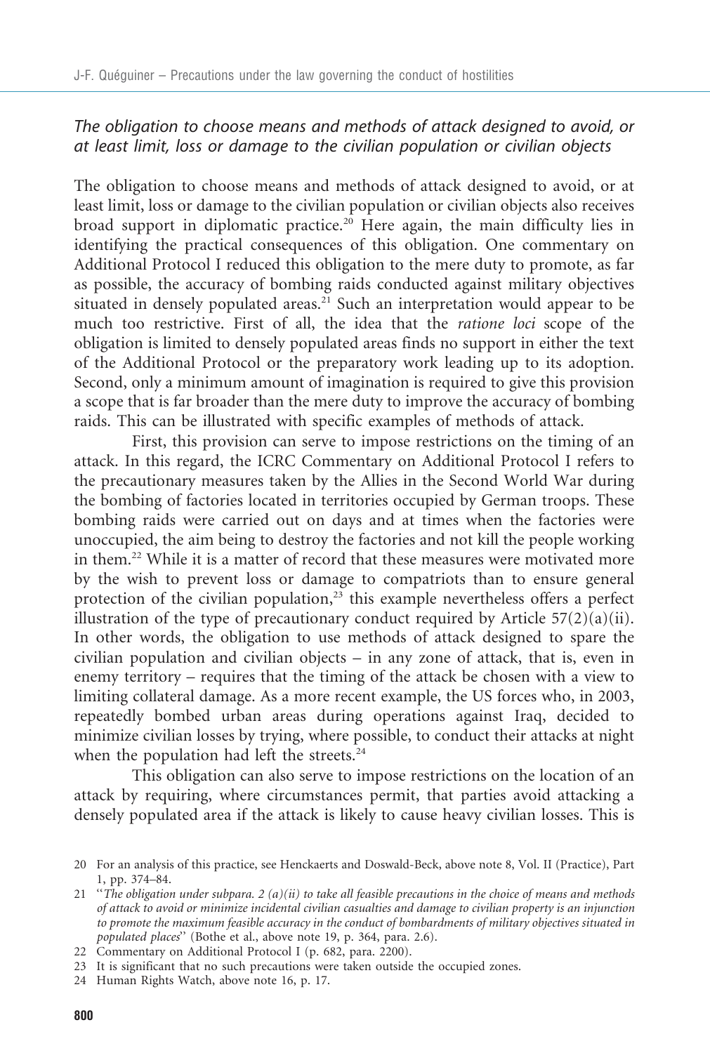### *The obligation to choose means and methods of attack designed to avoid, or at least limit, loss or damage to the civilian population or civilian objects*

The obligation to choose means and methods of attack designed to avoid, or at least limit, loss or damage to the civilian population or civilian objects also receives broad support in diplomatic practice.[20] Here again, the main difficulty lies in identifying the practical consequences of this obligation. One commentary on Additional Protocol I reduced this obligation to the mere duty to promote, as far as possible, the accuracy of bombing raids conducted against military objectives situated in densely populated areas.[21] Such an interpretation would appear to be much too restrictive. First of all, the idea that the *ratione loci* scope of the obligation is limited to densely populated areas finds no support in either the text of the Additional Protocol or the preparatory work leading up to its adoption. Second, only a minimum amount of imagination is required to give this provision a scope that is far broader than the mere duty to improve the accuracy of bombing raids. This can be illustrated with specific examples of methods of attack.

First, this provision can serve to impose restrictions on the timing of an attack. In this regard, the ICRC Commentary on Additional Protocol I refers to the precautionary measures taken by the Allies in the Second World War during the bombing of factories located in territories occupied by German troops. These bombing raids were carried out on days and at times when the factories were unoccupied, the aim being to destroy the factories and not kill the people working in them.[22] While it is a matter of record that these measures were motivated more by the wish to prevent loss or damage to compatriots than to ensure general protection of the civilian population,[23] this example nevertheless offers a perfect illustration of the type of precautionary conduct required by Article 57(2)(a)(ii). In other words, the obligation to use methods of attack designed to spare the civilian population and civilian objects – in any zone of attack, that is, even in enemy territory – requires that the timing of the attack be chosen with a view to limiting collateral damage. As a more recent example, the US forces who, in 2003, repeatedly bombed urban areas during operations against Iraq, decided to minimize civilian losses by trying, where possible, to conduct their attacks at night when the population had left the streets.[24]

This obligation can also serve to impose restrictions on the location of an attack by requiring, where circumstances permit, that parties avoid attacking a densely populated area if the attack is likely to cause heavy civilian losses. This is

20 For an analysis of this practice, see Henckaerts and Doswald-Beck, above note 8, Vol. II (Practice), Part 1, pp. 374–84.

21 "*The obligation under subpara. 2 (a)(ii) to take all feasible precautions in the choice of means and methods of attack to avoid or minimize incidental civilian casualties and damage to civilian property is an injunction to promote the maximum feasible accuracy in the conduct of bombardments of military objectives situated in populated places*" (Bothe et al., above note 19, p. 364, para. 2.6).

22 Commentary on Additional Protocol I (p. 682, para. 2200).

23 It is significant that no such precautions were taken outside the occupied zones.

24 Human Rights Watch, above note 16, p. 17.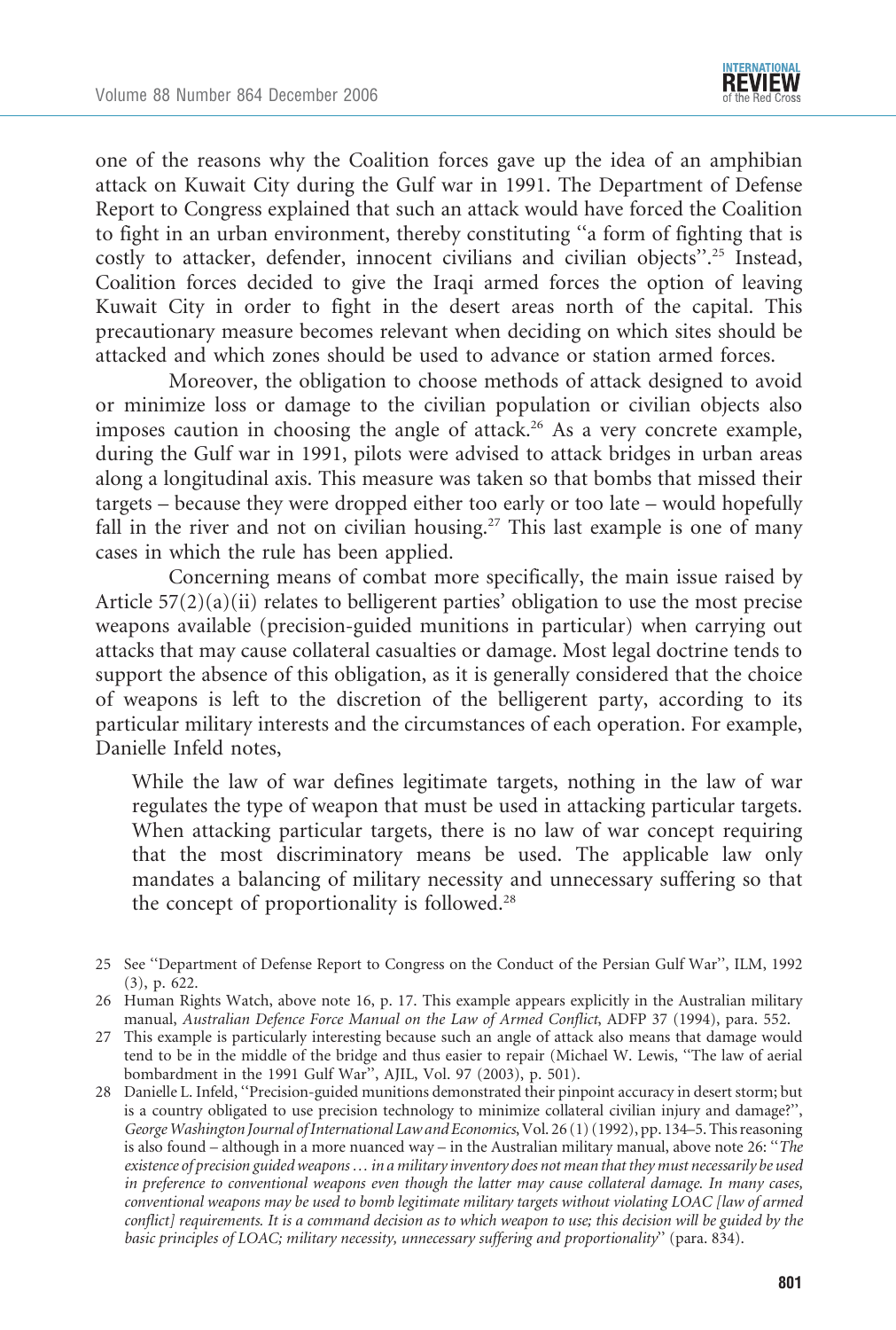one of the reasons why the Coalition forces gave up the idea of an amphibian attack on Kuwait City during the Gulf war in 1991. The Department of Defense Report to Congress explained that such an attack would have forced the Coalition to fight in an urban environment, thereby constituting "a form of fighting that is costly to attacker, defender, innocent civilians and civilian objects".[25] Instead, Coalition forces decided to give the Iraqi armed forces the option of leaving Kuwait City in order to fight in the desert areas north of the capital. This precautionary measure becomes relevant when deciding on which sites should be attacked and which zones should be used to advance or station armed forces.

Moreover, the obligation to choose methods of attack designed to avoid or minimize loss or damage to the civilian population or civilian objects also imposes caution in choosing the angle of attack.[26] As a very concrete example, during the Gulf war in 1991, pilots were advised to attack bridges in urban areas along a longitudinal axis. This measure was taken so that bombs that missed their targets – because they were dropped either too early or too late – would hopefully fall in the river and not on civilian housing.[27] This last example is one of many cases in which the rule has been applied.

Concerning means of combat more specifically, the main issue raised by Article 57(2)(a)(ii) relates to belligerent parties' obligation to use the most precise weapons available (precision-guided munitions in particular) when carrying out attacks that may cause collateral casualties or damage. Most legal doctrine tends to support the absence of this obligation, as it is generally considered that the choice of weapons is left to the discretion of the belligerent party, according to its particular military interests and the circumstances of each operation. For example, Danielle Infeld notes,

> While the law of war defines legitimate targets, nothing in the law of war regulates the type of weapon that must be used in attacking particular targets. When attacking particular targets, there is no law of war concept requiring that the most discriminatory means be used. The applicable law only mandates a balancing of military necessity and unnecessary suffering so that the concept of proportionality is followed.[28]

25 See "Department of Defense Report to Congress on the Conduct of the Persian Gulf War", ILM, 1992 (3), p. 622.

26 Human Rights Watch, above note 16, p. 17. This example appears explicitly in the Australian military manual, *Australian Defence Force Manual on the Law of Armed Conflict*, ADFP 37 (1994), para. 552.

27 This example is particularly interesting because such an angle of attack also means that damage would tend to be in the middle of the bridge and thus easier to repair (Michael W. Lewis, "The law of aerial bombardment in the 1991 Gulf War", AJIL, Vol. 97 (2003), p. 501).

28 Danielle L. Infeld, "Precision-guided munitions demonstrated their pinpoint accuracy in desert storm; but is a country obligated to use precision technology to minimize collateral civilian injury and damage?", *George Washington Journal of International Law and Economics*, Vol. 26 (1) (1992), pp. 134–5. This reasoning is also found – although in a more nuanced way – in the Australian military manual, above note 26: "*The existence of precision guided weapons … in a military inventory does not mean that they must necessarily be used in preference to conventional weapons even though the latter may cause collateral damage. In many cases, conventional weapons may be used to bomb legitimate military targets without violating LOAC [law of armed conflict] requirements. It is a command decision as to which weapon to use; this decision will be guided by the basic principles of LOAC; military necessity, unnecessary suffering and proportionality*" (para. 834).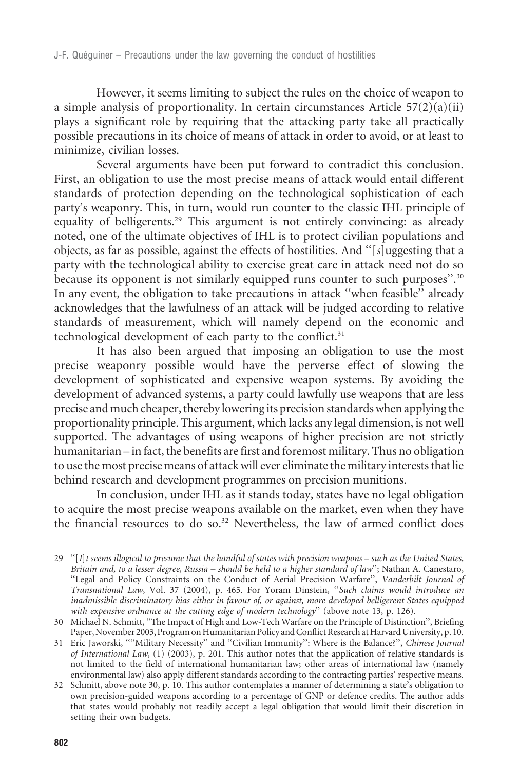However, it seems limiting to subject the rules on the choice of weapon to a simple analysis of proportionality. In certain circumstances Article 57(2)(a)(ii) plays a significant role by requiring that the attacking party take all practically possible precautions in its choice of means of attack in order to avoid, or at least to minimize, civilian losses.

Several arguments have been put forward to contradict this conclusion. First, an obligation to use the most precise means of attack would entail different standards of protection depending on the technological sophistication of each party's weaponry. This, in turn, would run counter to the classic IHL principle of equality of belligerents.[29] This argument is not entirely convincing: as already noted, one of the ultimate objectives of IHL is to protect civilian populations and objects, as far as possible, against the effects of hostilities. And "[*s*]uggesting that a party with the technological ability to exercise great care in attack need not do so because its opponent is not similarly equipped runs counter to such purposes".[30] In any event, the obligation to take precautions in attack "when feasible" already acknowledges that the lawfulness of an attack will be judged according to relative standards of measurement, which will namely depend on the economic and technological development of each party to the conflict.[31]

It has also been argued that imposing an obligation to use the most precise weaponry possible would have the perverse effect of slowing the development of sophisticated and expensive weapon systems. By avoiding the development of advanced systems, a party could lawfully use weapons that are less precise and much cheaper, thereby lowering its precision standards when applying the proportionality principle. This argument, which lacks any legal dimension, is not well supported. The advantages of using weapons of higher precision are not strictly humanitarian – in fact, the benefits are first and foremost military. Thus no obligation to use the most precise means of attack will ever eliminate the military interests that lie behind research and development programmes on precision munitions.

In conclusion, under IHL as it stands today, states have no legal obligation to acquire the most precise weapons available on the market, even when they have the financial resources to do so.[32] Nevertheless, the law of armed conflict does

---

29 "[*I*]*t seems illogical to presume that the handful of states with precision weapons – such as the United States, Britain and, to a lesser degree, Russia – should be held to a higher standard of law*"; Nathan A. Canestaro, "Legal and Policy Constraints on the Conduct of Aerial Precision Warfare", *Vanderbilt Journal of Transnational Law*, Vol. 37 (2004), p. 465. For Yoram Dinstein, "*Such claims would introduce an inadmissible discriminatory bias either in favour of, or against, more developed belligerent States equipped with expensive ordnance at the cutting edge of modern technology*" (above note 13, p. 126).

30 Michael N. Schmitt, "The Impact of High and Low-Tech Warfare on the Principle of Distinction", Briefing Paper, November 2003, Program on Humanitarian Policy and Conflict Research at Harvard University, p. 10.

31 Eric Jaworski, ""Military Necessity" and "Civilian Immunity": Where is the Balance?", *Chinese Journal of International Law*, (1) (2003), p. 201. This author notes that the application of relative standards is not limited to the field of international humanitarian law; other areas of international law (namely environmental law) also apply different standards according to the contracting parties' respective means.

32 Schmitt, above note 30, p. 10. This author contemplates a manner of determining a state's obligation to own precision-guided weapons according to a percentage of GNP or defence credits. The author adds that states would probably not readily accept a legal obligation that would limit their discretion in setting their own budgets.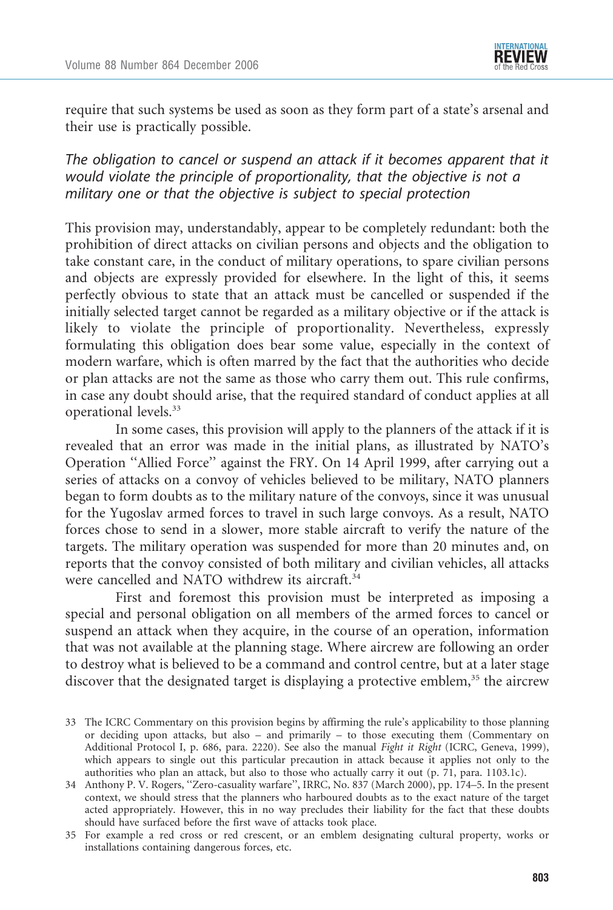require that such systems be used as soon as they form part of a state's arsenal and their use is practically possible.

### *The obligation to cancel or suspend an attack if it becomes apparent that it would violate the principle of proportionality, that the objective is not a military one or that the objective is subject to special protection*

This provision may, understandably, appear to be completely redundant: both the prohibition of direct attacks on civilian persons and objects and the obligation to take constant care, in the conduct of military operations, to spare civilian persons and objects are expressly provided for elsewhere. In the light of this, it seems perfectly obvious to state that an attack must be cancelled or suspended if the initially selected target cannot be regarded as a military objective or if the attack is likely to violate the principle of proportionality. Nevertheless, expressly formulating this obligation does bear some value, especially in the context of modern warfare, which is often marred by the fact that the authorities who decide or plan attacks are not the same as those who carry them out. This rule confirms, in case any doubt should arise, that the required standard of conduct applies at all operational levels.[33]

In some cases, this provision will apply to the planners of the attack if it is revealed that an error was made in the initial plans, as illustrated by NATO's Operation "Allied Force" against the FRY. On 14 April 1999, after carrying out a series of attacks on a convoy of vehicles believed to be military, NATO planners began to form doubts as to the military nature of the convoys, since it was unusual for the Yugoslav armed forces to travel in such large convoys. As a result, NATO forces chose to send in a slower, more stable aircraft to verify the nature of the targets. The military operation was suspended for more than 20 minutes and, on reports that the convoy consisted of both military and civilian vehicles, all attacks were cancelled and NATO withdrew its aircraft.[34]

First and foremost this provision must be interpreted as imposing a special and personal obligation on all members of the armed forces to cancel or suspend an attack when they acquire, in the course of an operation, information that was not available at the planning stage. Where aircrew are following an order to destroy what is believed to be a command and control centre, but at a later stage discover that the designated target is displaying a protective emblem,[35] the aircrew

33 The ICRC Commentary on this provision begins by affirming the rule's applicability to those planning or deciding upon attacks, but also – and primarily – to those executing them (Commentary on Additional Protocol I, p. 686, para. 2220). See also the manual *Fight it Right* (ICRC, Geneva, 1999), which appears to single out this particular precaution in attack because it applies not only to the authorities who plan an attack, but also to those who actually carry it out (p. 71, para. 1103.1c).

34 Anthony P. V. Rogers, "Zero-casuality warfare", IRRC, No. 837 (March 2000), pp. 174–5. In the present context, we should stress that the planners who harboured doubts as to the exact nature of the target acted appropriately. However, this in no way precludes their liability for the fact that these doubts should have surfaced before the first wave of attacks took place.

35 For example a red cross or red crescent, or an emblem designating cultural property, works or installations containing dangerous forces, etc.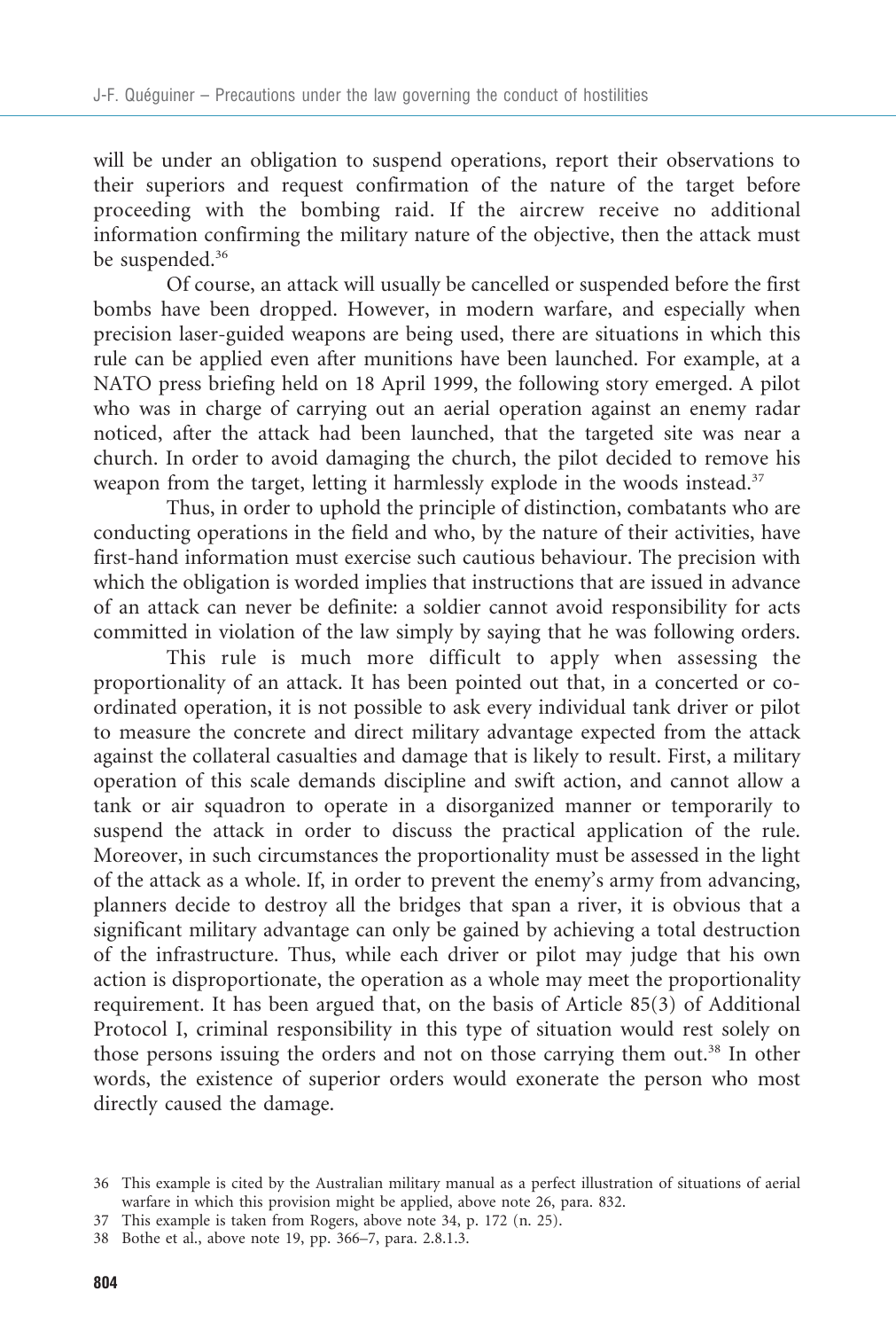will be under an obligation to suspend operations, report their observations to their superiors and request confirmation of the nature of the target before proceeding with the bombing raid. If the aircrew receive no additional information confirming the military nature of the objective, then the attack must be suspended.[36]

Of course, an attack will usually be cancelled or suspended before the first bombs have been dropped. However, in modern warfare, and especially when precision laser-guided weapons are being used, there are situations in which this rule can be applied even after munitions have been launched. For example, at a NATO press briefing held on 18 April 1999, the following story emerged. A pilot who was in charge of carrying out an aerial operation against an enemy radar noticed, after the attack had been launched, that the targeted site was near a church. In order to avoid damaging the church, the pilot decided to remove his weapon from the target, letting it harmlessly explode in the woods instead.[37]

Thus, in order to uphold the principle of distinction, combatants who are conducting operations in the field and who, by the nature of their activities, have first-hand information must exercise such cautious behaviour. The precision with which the obligation is worded implies that instructions that are issued in advance of an attack can never be definite: a soldier cannot avoid responsibility for acts committed in violation of the law simply by saying that he was following orders.

This rule is much more difficult to apply when assessing the proportionality of an attack. It has been pointed out that, in a concerted or co-ordinated operation, it is not possible to ask every individual tank driver or pilot to measure the concrete and direct military advantage expected from the attack against the collateral casualties and damage that is likely to result. First, a military operation of this scale demands discipline and swift action, and cannot allow a tank or air squadron to operate in a disorganized manner or temporarily to suspend the attack in order to discuss the practical application of the rule. Moreover, in such circumstances the proportionality must be assessed in the light of the attack as a whole. If, in order to prevent the enemy's army from advancing, planners decide to destroy all the bridges that span a river, it is obvious that a significant military advantage can only be gained by achieving a total destruction of the infrastructure. Thus, while each driver or pilot may judge that his own action is disproportionate, the operation as a whole may meet the proportionality requirement. It has been argued that, on the basis of Article 85(3) of Additional Protocol I, criminal responsibility in this type of situation would rest solely on those persons issuing the orders and not on those carrying them out.[38] In other words, the existence of superior orders would exonerate the person who most directly caused the damage.

36 This example is cited by the Australian military manual as a perfect illustration of situations of aerial warfare in which this provision might be applied, above note 26, para. 832.

37 This example is taken from Rogers, above note 34, p. 172 (n. 25).

38 Bothe et al., above note 19, pp. 366–7, para. 2.8.1.3.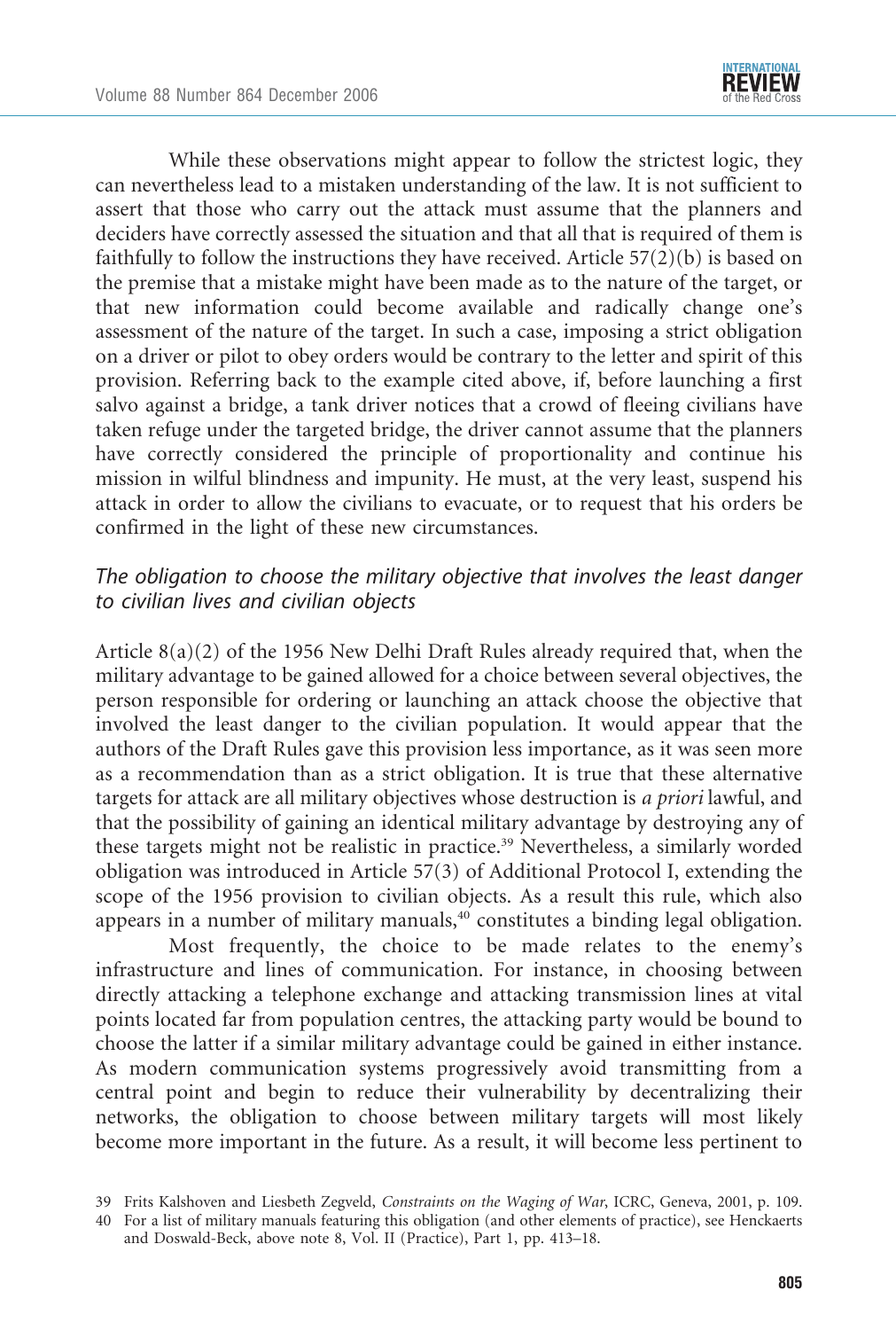While these observations might appear to follow the strictest logic, they can nevertheless lead to a mistaken understanding of the law. It is not sufficient to assert that those who carry out the attack must assume that the planners and deciders have correctly assessed the situation and that all that is required of them is faithfully to follow the instructions they have received. Article 57(2)(b) is based on the premise that a mistake might have been made as to the nature of the target, or that new information could become available and radically change one's assessment of the nature of the target. In such a case, imposing a strict obligation on a driver or pilot to obey orders would be contrary to the letter and spirit of this provision. Referring back to the example cited above, if, before launching a first salvo against a bridge, a tank driver notices that a crowd of fleeing civilians have taken refuge under the targeted bridge, the driver cannot assume that the planners have correctly considered the principle of proportionality and continue his mission in wilful blindness and impunity. He must, at the very least, suspend his attack in order to allow the civilians to evacuate, or to request that his orders be confirmed in the light of these new circumstances.

### *The obligation to choose the military objective that involves the least danger to civilian lives and civilian objects*

Article 8(a)(2) of the 1956 New Delhi Draft Rules already required that, when the military advantage to be gained allowed for a choice between several objectives, the person responsible for ordering or launching an attack choose the objective that involved the least danger to the civilian population. It would appear that the authors of the Draft Rules gave this provision less importance, as it was seen more as a recommendation than as a strict obligation. It is true that these alternative targets for attack are all military objectives whose destruction is *a priori* lawful, and that the possibility of gaining an identical military advantage by destroying any of these targets might not be realistic in practice.[39] Nevertheless, a similarly worded obligation was introduced in Article 57(3) of Additional Protocol I, extending the scope of the 1956 provision to civilian objects. As a result this rule, which also appears in a number of military manuals,[40] constitutes a binding legal obligation.

Most frequently, the choice to be made relates to the enemy's infrastructure and lines of communication. For instance, in choosing between directly attacking a telephone exchange and attacking transmission lines at vital points located far from population centres, the attacking party would be bound to choose the latter if a similar military advantage could be gained in either instance. As modern communication systems progressively avoid transmitting from a central point and begin to reduce their vulnerability by decentralizing their networks, the obligation to choose between military targets will most likely become more important in the future. As a result, it will become less pertinent to

---

39 Frits Kalshoven and Liesbeth Zegveld, *Constraints on the Waging of War*, ICRC, Geneva, 2001, p. 109.

40 For a list of military manuals featuring this obligation (and other elements of practice), see Henckaerts and Doswald-Beck, above note 8, Vol. II (Practice), Part 1, pp. 413–18.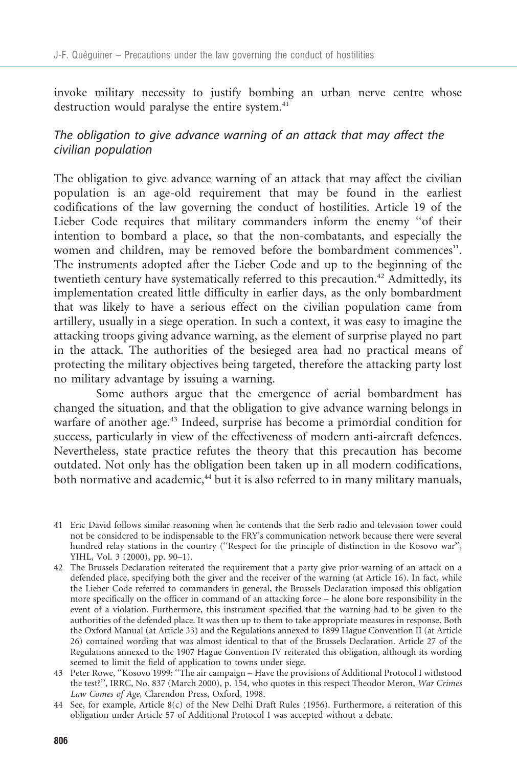invoke military necessity to justify bombing an urban nerve centre whose destruction would paralyse the entire system.[41]

### *The obligation to give advance warning of an attack that may affect the civilian population*

The obligation to give advance warning of an attack that may affect the civilian population is an age-old requirement that may be found in the earliest codifications of the law governing the conduct of hostilities. Article 19 of the Lieber Code requires that military commanders inform the enemy "of their intention to bombard a place, so that the non-combatants, and especially the women and children, may be removed before the bombardment commences". The instruments adopted after the Lieber Code and up to the beginning of the twentieth century have systematically referred to this precaution.[42] Admittedly, its implementation created little difficulty in earlier days, as the only bombardment that was likely to have a serious effect on the civilian population came from artillery, usually in a siege operation. In such a context, it was easy to imagine the attacking troops giving advance warning, as the element of surprise played no part in the attack. The authorities of the besieged area had no practical means of protecting the military objectives being targeted, therefore the attacking party lost no military advantage by issuing a warning.

Some authors argue that the emergence of aerial bombardment has changed the situation, and that the obligation to give advance warning belongs in warfare of another age.[43] Indeed, surprise has become a primordial condition for success, particularly in view of the effectiveness of modern anti-aircraft defences. Nevertheless, state practice refutes the theory that this precaution has become outdated. Not only has the obligation been taken up in all modern codifications, both normative and academic,[44] but it is also referred to in many military manuals,

---

41 Eric David follows similar reasoning when he contends that the Serb radio and television tower could not be considered to be indispensable to the FRY's communication network because there were several hundred relay stations in the country ("Respect for the principle of distinction in the Kosovo war", YIHL, Vol. 3 (2000), pp. 90–1).

42 The Brussels Declaration reiterated the requirement that a party give prior warning of an attack on a defended place, specifying both the giver and the receiver of the warning (at Article 16). In fact, while the Lieber Code referred to commanders in general, the Brussels Declaration imposed this obligation more specifically on the officer in command of an attacking force – he alone bore responsibility in the event of a violation. Furthermore, this instrument specified that the warning had to be given to the authorities of the defended place. It was then up to them to take appropriate measures in response. Both the Oxford Manual (at Article 33) and the Regulations annexed to 1899 Hague Convention II (at Article 26) contained wording that was almost identical to that of the Brussels Declaration. Article 27 of the Regulations annexed to the 1907 Hague Convention IV reiterated this obligation, although its wording seemed to limit the field of application to towns under siege.

43 Peter Rowe, "Kosovo 1999: "The air campaign – Have the provisions of Additional Protocol I withstood the test?", IRRC, No. 837 (March 2000), p. 154, who quotes in this respect Theodor Meron, *War Crimes Law Comes of Age*, Clarendon Press, Oxford, 1998.

44 See, for example, Article 8(c) of the New Delhi Draft Rules (1956). Furthermore, a reiteration of this obligation under Article 57 of Additional Protocol I was accepted without a debate.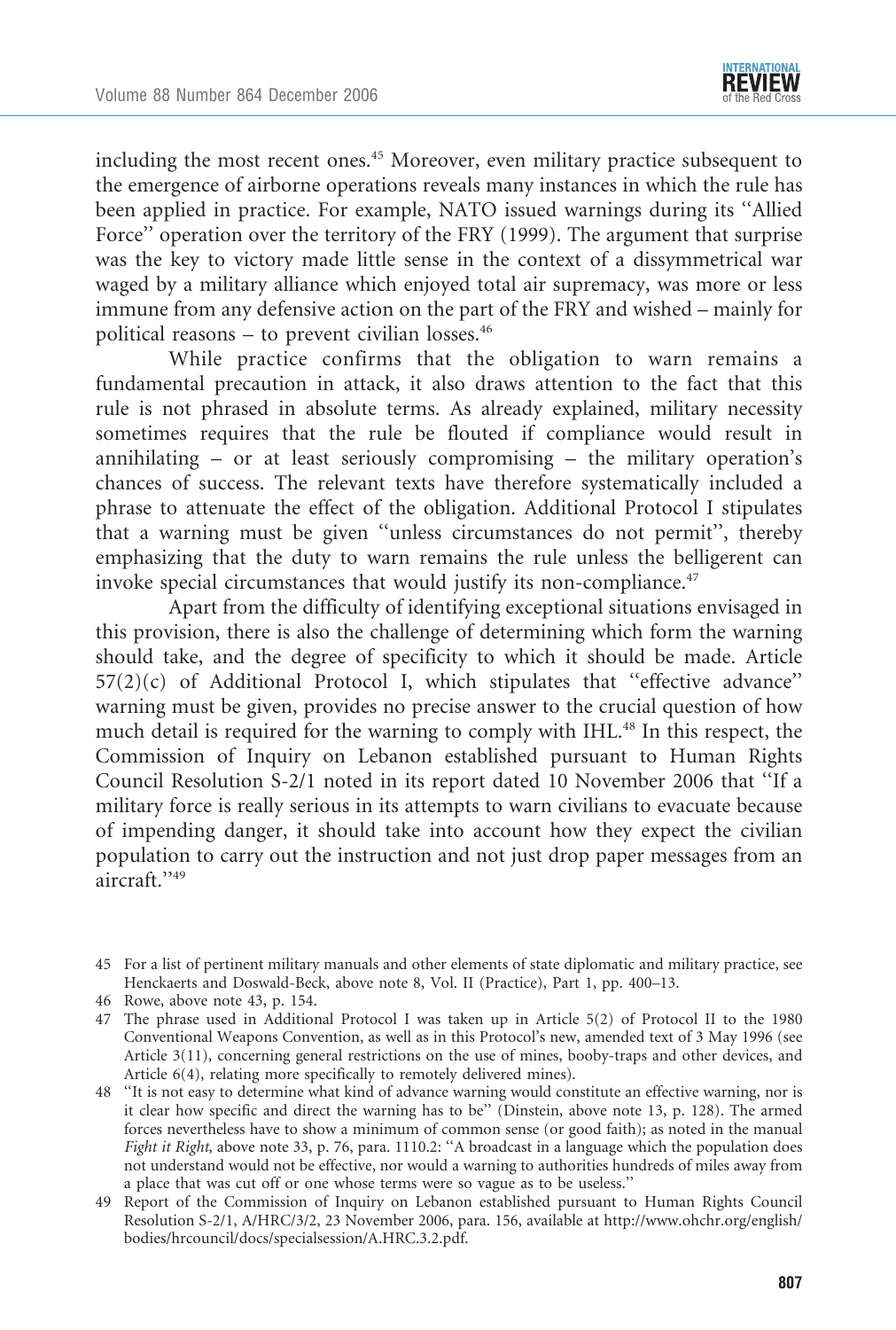including the most recent ones.[45] Moreover, even military practice subsequent to the emergence of airborne operations reveals many instances in which the rule has been applied in practice. For example, NATO issued warnings during its ''Allied Force'' operation over the territory of the FRY (1999). The argument that surprise was the key to victory made little sense in the context of a dissymmetrical war waged by a military alliance which enjoyed total air supremacy, was more or less immune from any defensive action on the part of the FRY and wished – mainly for political reasons – to prevent civilian losses.[46]

While practice confirms that the obligation to warn remains a fundamental precaution in attack, it also draws attention to the fact that this rule is not phrased in absolute terms. As already explained, military necessity sometimes requires that the rule be flouted if compliance would result in annihilating – or at least seriously compromising – the military operation's chances of success. The relevant texts have therefore systematically included a phrase to attenuate the effect of the obligation. Additional Protocol I stipulates that a warning must be given ''unless circumstances do not permit'', thereby emphasizing that the duty to warn remains the rule unless the belligerent can invoke special circumstances that would justify its non-compliance.[47]

Apart from the difficulty of identifying exceptional situations envisaged in this provision, there is also the challenge of determining which form the warning should take, and the degree of specificity to which it should be made. Article 57(2)(c) of Additional Protocol I, which stipulates that ''effective advance'' warning must be given, provides no precise answer to the crucial question of how much detail is required for the warning to comply with IHL.[48] In this respect, the Commission of Inquiry on Lebanon established pursuant to Human Rights Council Resolution S-2/1 noted in its report dated 10 November 2006 that ''If a military force is really serious in its attempts to warn civilians to evacuate because of impending danger, it should take into account how they expect the civilian population to carry out the instruction and not just drop paper messages from an aircraft.''[49]

---

45 For a list of pertinent military manuals and other elements of state diplomatic and military practice, see Henckaerts and Doswald-Beck, above note 8, Vol. II (Practice), Part 1, pp. 400–13.

46 Rowe, above note 43, p. 154.

47 The phrase used in Additional Protocol I was taken up in Article 5(2) of Protocol II to the 1980 Conventional Weapons Convention, as well as in this Protocol's new, amended text of 3 May 1996 (see Article 3(11), concerning general restrictions on the use of mines, booby-traps and other devices, and Article 6(4), relating more specifically to remotely delivered mines).

48 ''It is not easy to determine what kind of advance warning would constitute an effective warning, nor is it clear how specific and direct the warning has to be'' (Dinstein, above note 13, p. 128). The armed forces nevertheless have to show a minimum of common sense (or good faith); as noted in the manual *Fight it Right*, above note 33, p. 76, para. 1110.2: ''A broadcast in a language which the population does not understand would not be effective, nor would a warning to authorities hundreds of miles away from a place that was cut off or one whose terms were so vague as to be useless.''

49 Report of the Commission of Inquiry on Lebanon established pursuant to Human Rights Council Resolution S-2/1, A/HRC/3/2, 23 November 2006, para. 156, available at http://www.ohchr.org/english/bodies/hrcouncil/docs/specialsession/A.HRC.3.2.pdf.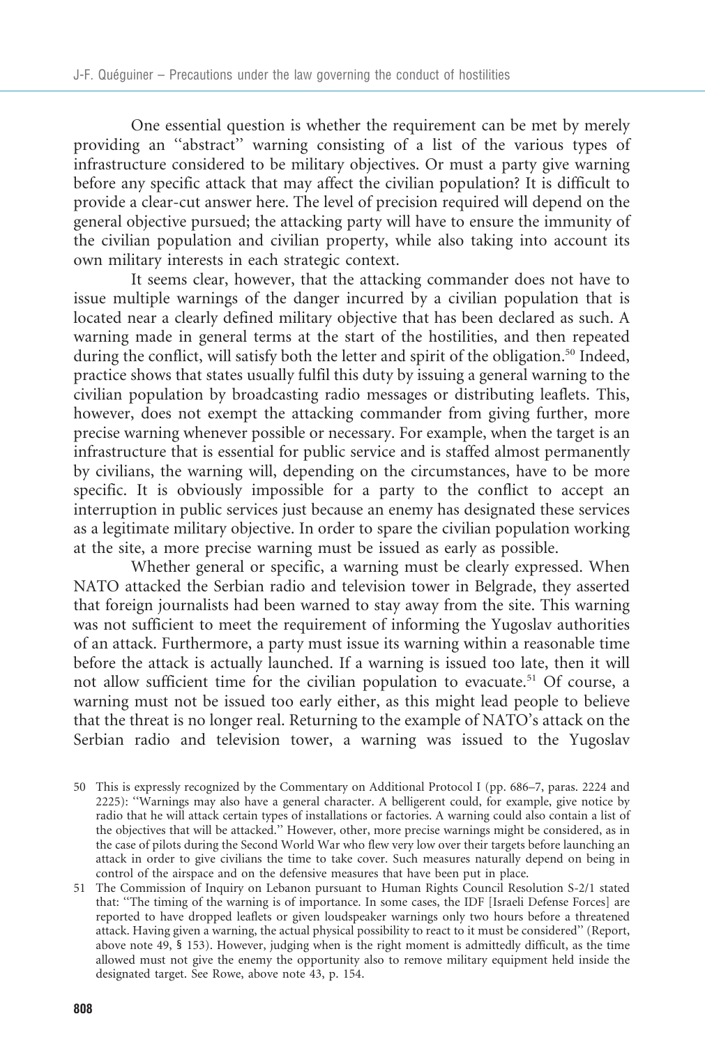One essential question is whether the requirement can be met by merely providing an "abstract" warning consisting of a list of the various types of infrastructure considered to be military objectives. Or must a party give warning before any specific attack that may affect the civilian population? It is difficult to provide a clear-cut answer here. The level of precision required will depend on the general objective pursued; the attacking party will have to ensure the immunity of the civilian population and civilian property, while also taking into account its own military interests in each strategic context.

It seems clear, however, that the attacking commander does not have to issue multiple warnings of the danger incurred by a civilian population that is located near a clearly defined military objective that has been declared as such. A warning made in general terms at the start of the hostilities, and then repeated during the conflict, will satisfy both the letter and spirit of the obligation.[50] Indeed, practice shows that states usually fulfil this duty by issuing a general warning to the civilian population by broadcasting radio messages or distributing leaflets. This, however, does not exempt the attacking commander from giving further, more precise warning whenever possible or necessary. For example, when the target is an infrastructure that is essential for public service and is staffed almost permanently by civilians, the warning will, depending on the circumstances, have to be more specific. It is obviously impossible for a party to the conflict to accept an interruption in public services just because an enemy has designated these services as a legitimate military objective. In order to spare the civilian population working at the site, a more precise warning must be issued as early as possible.

Whether general or specific, a warning must be clearly expressed. When NATO attacked the Serbian radio and television tower in Belgrade, they asserted that foreign journalists had been warned to stay away from the site. This warning was not sufficient to meet the requirement of informing the Yugoslav authorities of an attack. Furthermore, a party must issue its warning within a reasonable time before the attack is actually launched. If a warning is issued too late, then it will not allow sufficient time for the civilian population to evacuate.[51] Of course, a warning must not be issued too early either, as this might lead people to believe that the threat is no longer real. Returning to the example of NATO's attack on the Serbian radio and television tower, a warning was issued to the Yugoslav

---

50 This is expressly recognized by the Commentary on Additional Protocol I (pp. 686–7, paras. 2224 and 2225): "Warnings may also have a general character. A belligerent could, for example, give notice by radio that he will attack certain types of installations or factories. A warning could also contain a list of the objectives that will be attacked." However, other, more precise warnings might be considered, as in the case of pilots during the Second World War who flew very low over their targets before launching an attack in order to give civilians the time to take cover. Such measures naturally depend on being in control of the airspace and on the defensive measures that have been put in place.

51 The Commission of Inquiry on Lebanon pursuant to Human Rights Council Resolution S-2/1 stated that: "The timing of the warning is of importance. In some cases, the IDF [Israeli Defense Forces] are reported to have dropped leaflets or given loudspeaker warnings only two hours before a threatened attack. Having given a warning, the actual physical possibility to react to it must be considered" (Report, above note 49, § 153). However, judging when is the right moment is admittedly difficult, as the time allowed must not give the enemy the opportunity also to remove military equipment held inside the designated target. See Rowe, above note 43, p. 154.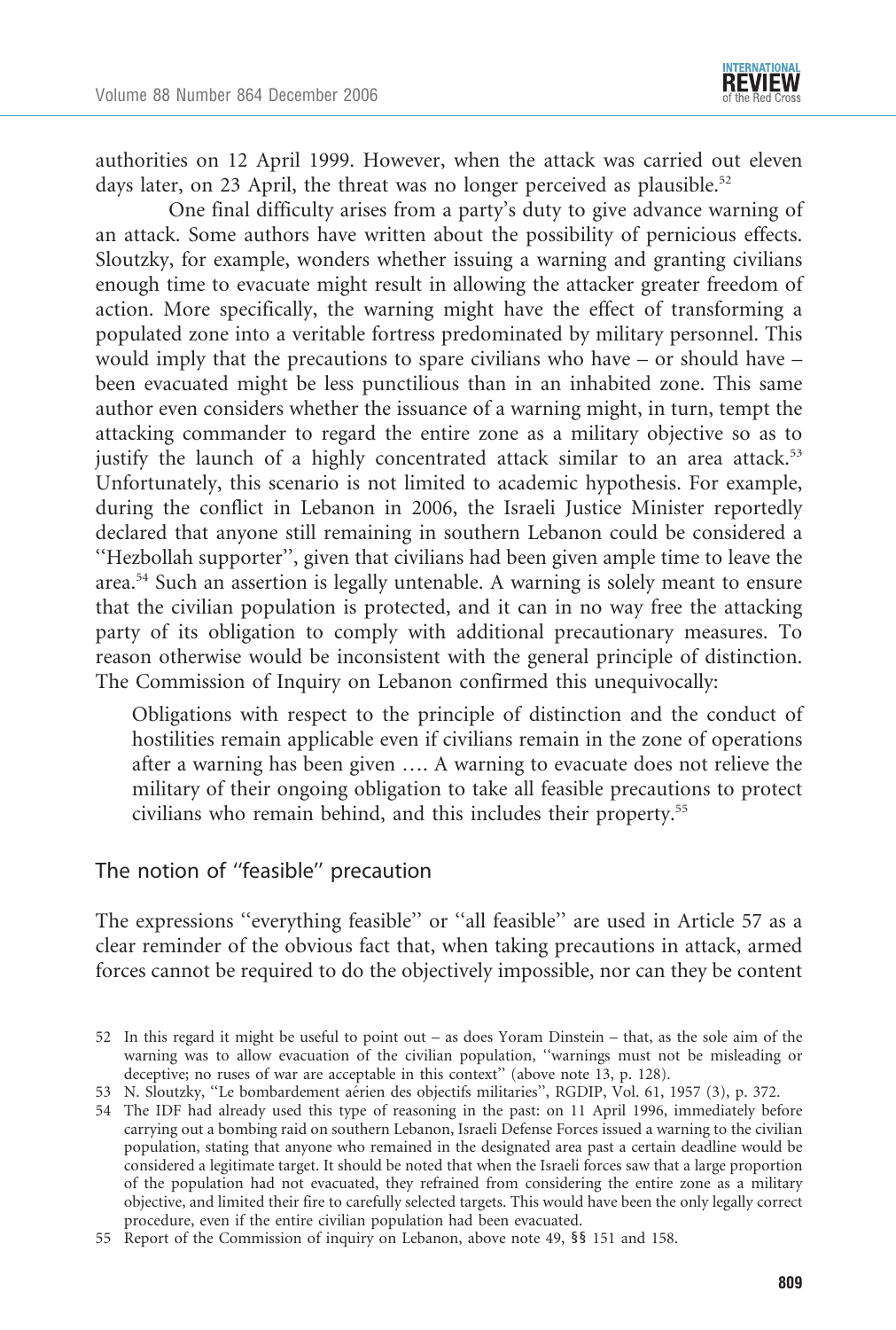authorities on 12 April 1999. However, when the attack was carried out eleven days later, on 23 April, the threat was no longer perceived as plausible.[52]

One final difficulty arises from a party's duty to give advance warning of an attack. Some authors have written about the possibility of pernicious effects. Sloutzky, for example, wonders whether issuing a warning and granting civilians enough time to evacuate might result in allowing the attacker greater freedom of action. More specifically, the warning might have the effect of transforming a populated zone into a veritable fortress predominated by military personnel. This would imply that the precautions to spare civilians who have – or should have – been evacuated might be less punctilious than in an inhabited zone. This same author even considers whether the issuance of a warning might, in turn, tempt the attacking commander to regard the entire zone as a military objective so as to justify the launch of a highly concentrated attack similar to an area attack.[53] Unfortunately, this scenario is not limited to academic hypothesis. For example, during the conflict in Lebanon in 2006, the Israeli Justice Minister reportedly declared that anyone still remaining in southern Lebanon could be considered a ''Hezbollah supporter'', given that civilians had been given ample time to leave the area.[54] Such an assertion is legally untenable. A warning is solely meant to ensure that the civilian population is protected, and it can in no way free the attacking party of its obligation to comply with additional precautionary measures. To reason otherwise would be inconsistent with the general principle of distinction. The Commission of Inquiry on Lebanon confirmed this unequivocally:

> Obligations with respect to the principle of distinction and the conduct of hostilities remain applicable even if civilians remain in the zone of operations after a warning has been given …. A warning to evacuate does not relieve the military of their ongoing obligation to take all feasible precautions to protect civilians who remain behind, and this includes their property.[55]

## The notion of ''feasible'' precaution

The expressions ''everything feasible'' or ''all feasible'' are used in Article 57 as a clear reminder of the obvious fact that, when taking precautions in attack, armed forces cannot be required to do the objectively impossible, nor can they be content

52 In this regard it might be useful to point out – as does Yoram Dinstein – that, as the sole aim of the warning was to allow evacuation of the civilian population, ''warnings must not be misleading or deceptive; no ruses of war are acceptable in this context'' (above note 13, p. 128).

53 N. Sloutzky, ''Le bombardement aérien des objectifs militaries'', RGDIP, Vol. 61, 1957 (3), p. 372.

54 The IDF had already used this type of reasoning in the past: on 11 April 1996, immediately before carrying out a bombing raid on southern Lebanon, Israeli Defense Forces issued a warning to the civilian population, stating that anyone who remained in the designated area past a certain deadline would be considered a legitimate target. It should be noted that when the Israeli forces saw that a large proportion of the population had not evacuated, they refrained from considering the entire zone as a military objective, and limited their fire to carefully selected targets. This would have been the only legally correct procedure, even if the entire civilian population had been evacuated.

55 Report of the Commission of inquiry on Lebanon, above note 49, §§ 151 and 158.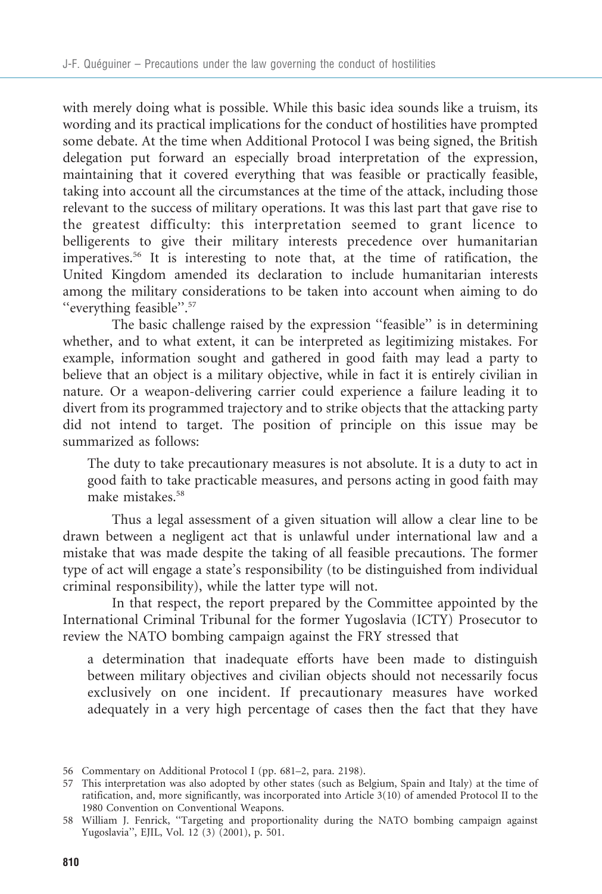with merely doing what is possible. While this basic idea sounds like a truism, its wording and its practical implications for the conduct of hostilities have prompted some debate. At the time when Additional Protocol I was being signed, the British delegation put forward an especially broad interpretation of the expression, maintaining that it covered everything that was feasible or practically feasible, taking into account all the circumstances at the time of the attack, including those relevant to the success of military operations. It was this last part that gave rise to the greatest difficulty: this interpretation seemed to grant licence to belligerents to give their military interests precedence over humanitarian imperatives.[56] It is interesting to note that, at the time of ratification, the United Kingdom amended its declaration to include humanitarian interests among the military considerations to be taken into account when aiming to do "everything feasible".[57]

The basic challenge raised by the expression "feasible" is in determining whether, and to what extent, it can be interpreted as legitimizing mistakes. For example, information sought and gathered in good faith may lead a party to believe that an object is a military objective, while in fact it is entirely civilian in nature. Or a weapon-delivering carrier could experience a failure leading it to divert from its programmed trajectory and to strike objects that the attacking party did not intend to target. The position of principle on this issue may be summarized as follows:

> The duty to take precautionary measures is not absolute. It is a duty to act in good faith to take practicable measures, and persons acting in good faith may make mistakes.[58]

Thus a legal assessment of a given situation will allow a clear line to be drawn between a negligent act that is unlawful under international law and a mistake that was made despite the taking of all feasible precautions. The former type of act will engage a state's responsibility (to be distinguished from individual criminal responsibility), while the latter type will not.

In that respect, the report prepared by the Committee appointed by the International Criminal Tribunal for the former Yugoslavia (ICTY) Prosecutor to review the NATO bombing campaign against the FRY stressed that

> a determination that inadequate efforts have been made to distinguish between military objectives and civilian objects should not necessarily focus exclusively on one incident. If precautionary measures have worked adequately in a very high percentage of cases then the fact that they have

56 Commentary on Additional Protocol I (pp. 681–2, para. 2198).

57 This interpretation was also adopted by other states (such as Belgium, Spain and Italy) at the time of ratification, and, more significantly, was incorporated into Article 3(10) of amended Protocol II to the 1980 Convention on Conventional Weapons.

58 William J. Fenrick, "Targeting and proportionality during the NATO bombing campaign against Yugoslavia", EJIL, Vol. 12 (3) (2001), p. 501.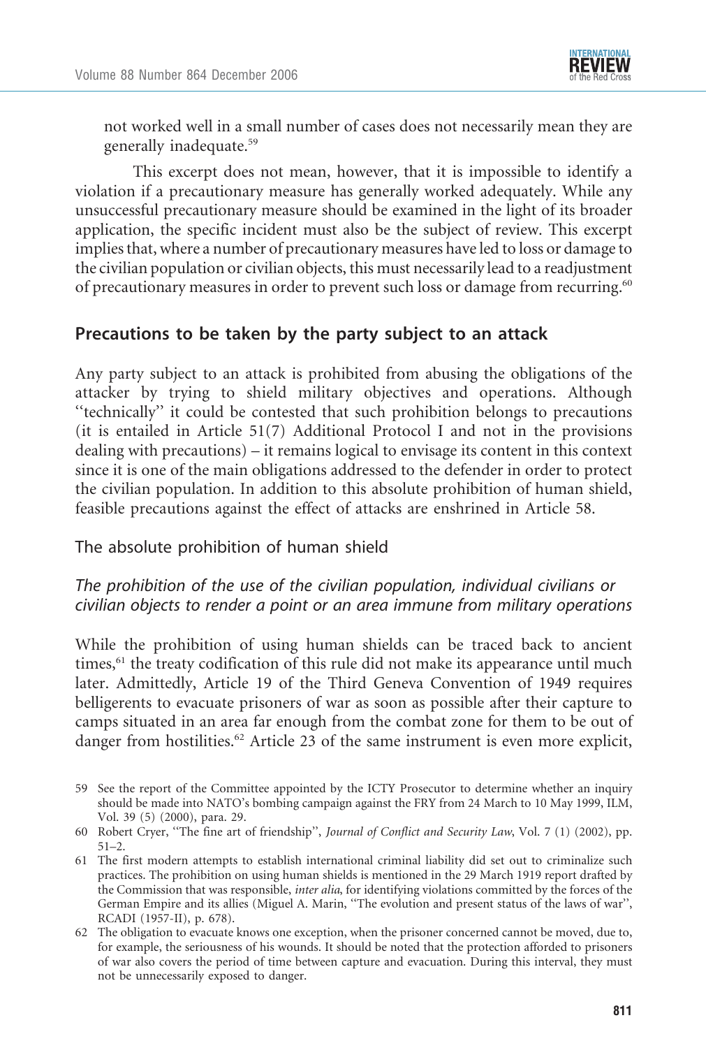not worked well in a small number of cases does not necessarily mean they are generally inadequate.[59]

This excerpt does not mean, however, that it is impossible to identify a violation if a precautionary measure has generally worked adequately. While any unsuccessful precautionary measure should be examined in the light of its broader application, the specific incident must also be the subject of review. This excerpt implies that, where a number of precautionary measures have led to loss or damage to the civilian population or civilian objects, this must necessarily lead to a readjustment of precautionary measures in order to prevent such loss or damage from recurring.[60]

## Precautions to be taken by the party subject to an attack

Any party subject to an attack is prohibited from abusing the obligations of the attacker by trying to shield military objectives and operations. Although "technically" it could be contested that such prohibition belongs to precautions (it is entailed in Article 51(7) Additional Protocol I and not in the provisions dealing with precautions) – it remains logical to envisage its content in this context since it is one of the main obligations addressed to the defender in order to protect the civilian population. In addition to this absolute prohibition of human shield, feasible precautions against the effect of attacks are enshrined in Article 58.

### The absolute prohibition of human shield

#### *The prohibition of the use of the civilian population, individual civilians or civilian objects to render a point or an area immune from military operations*

While the prohibition of using human shields can be traced back to ancient times,[61] the treaty codification of this rule did not make its appearance until much later. Admittedly, Article 19 of the Third Geneva Convention of 1949 requires belligerents to evacuate prisoners of war as soon as possible after their capture to camps situated in an area far enough from the combat zone for them to be out of danger from hostilities.[62] Article 23 of the same instrument is even more explicit,

---

59 See the report of the Committee appointed by the ICTY Prosecutor to determine whether an inquiry should be made into NATO's bombing campaign against the FRY from 24 March to 10 May 1999, ILM, Vol. 39 (5) (2000), para. 29.

60 Robert Cryer, "The fine art of friendship", *Journal of Conflict and Security Law*, Vol. 7 (1) (2002), pp. 51–2.

61 The first modern attempts to establish international criminal liability did set out to criminalize such practices. The prohibition on using human shields is mentioned in the 29 March 1919 report drafted by the Commission that was responsible, *inter alia*, for identifying violations committed by the forces of the German Empire and its allies (Miguel A. Marin, "The evolution and present status of the laws of war", RCADI (1957-II), p. 678).

62 The obligation to evacuate knows one exception, when the prisoner concerned cannot be moved, due to, for example, the seriousness of his wounds. It should be noted that the protection afforded to prisoners of war also covers the period of time between capture and evacuation. During this interval, they must not be unnecessarily exposed to danger.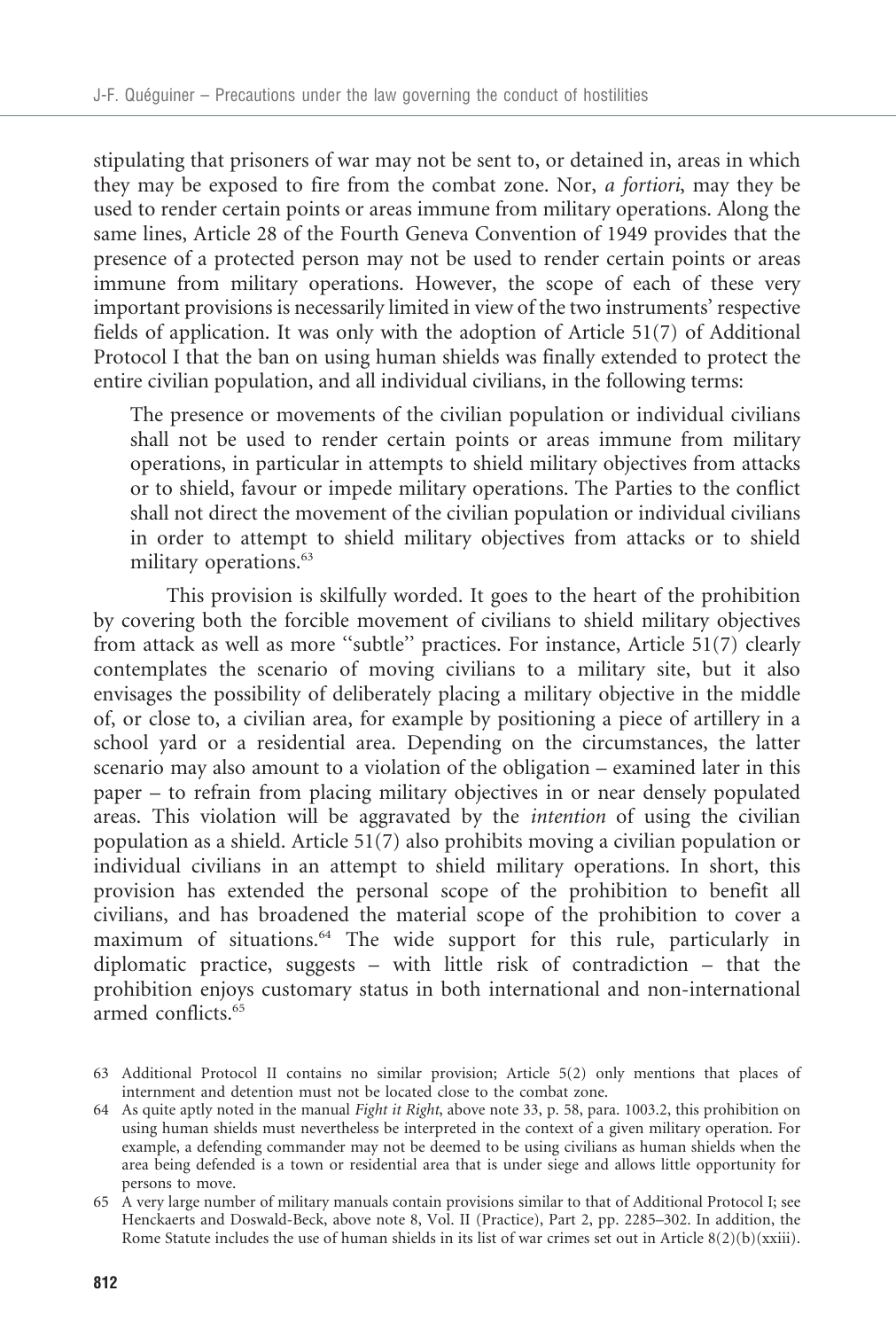stipulating that prisoners of war may not be sent to, or detained in, areas in which they may be exposed to fire from the combat zone. Nor, *a fortiori*, may they be used to render certain points or areas immune from military operations. Along the same lines, Article 28 of the Fourth Geneva Convention of 1949 provides that the presence of a protected person may not be used to render certain points or areas immune from military operations. However, the scope of each of these very important provisions is necessarily limited in view of the two instruments' respective fields of application. It was only with the adoption of Article 51(7) of Additional Protocol I that the ban on using human shields was finally extended to protect the entire civilian population, and all individual civilians, in the following terms:

> The presence or movements of the civilian population or individual civilians shall not be used to render certain points or areas immune from military operations, in particular in attempts to shield military objectives from attacks or to shield, favour or impede military operations. The Parties to the conflict shall not direct the movement of the civilian population or individual civilians in order to attempt to shield military objectives from attacks or to shield military operations.[63]

This provision is skilfully worded. It goes to the heart of the prohibition by covering both the forcible movement of civilians to shield military objectives from attack as well as more "subtle" practices. For instance, Article 51(7) clearly contemplates the scenario of moving civilians to a military site, but it also envisages the possibility of deliberately placing a military objective in the middle of, or close to, a civilian area, for example by positioning a piece of artillery in a school yard or a residential area. Depending on the circumstances, the latter scenario may also amount to a violation of the obligation – examined later in this paper – to refrain from placing military objectives in or near densely populated areas. This violation will be aggravated by the *intention* of using the civilian population as a shield. Article 51(7) also prohibits moving a civilian population or individual civilians in an attempt to shield military operations. In short, this provision has extended the personal scope of the prohibition to benefit all civilians, and has broadened the material scope of the prohibition to cover a maximum of situations.[64] The wide support for this rule, particularly in diplomatic practice, suggests – with little risk of contradiction – that the prohibition enjoys customary status in both international and non-international armed conflicts.[65]

63 Additional Protocol II contains no similar provision; Article 5(2) only mentions that places of internment and detention must not be located close to the combat zone.

64 As quite aptly noted in the manual *Fight it Right*, above note 33, p. 58, para. 1003.2, this prohibition on using human shields must nevertheless be interpreted in the context of a given military operation. For example, a defending commander may not be deemed to be using civilians as human shields when the area being defended is a town or residential area that is under siege and allows little opportunity for persons to move.

65 A very large number of military manuals contain provisions similar to that of Additional Protocol I; see Henckaerts and Doswald-Beck, above note 8, Vol. II (Practice), Part 2, pp. 2285–302. In addition, the Rome Statute includes the use of human shields in its list of war crimes set out in Article 8(2)(b)(xxiii).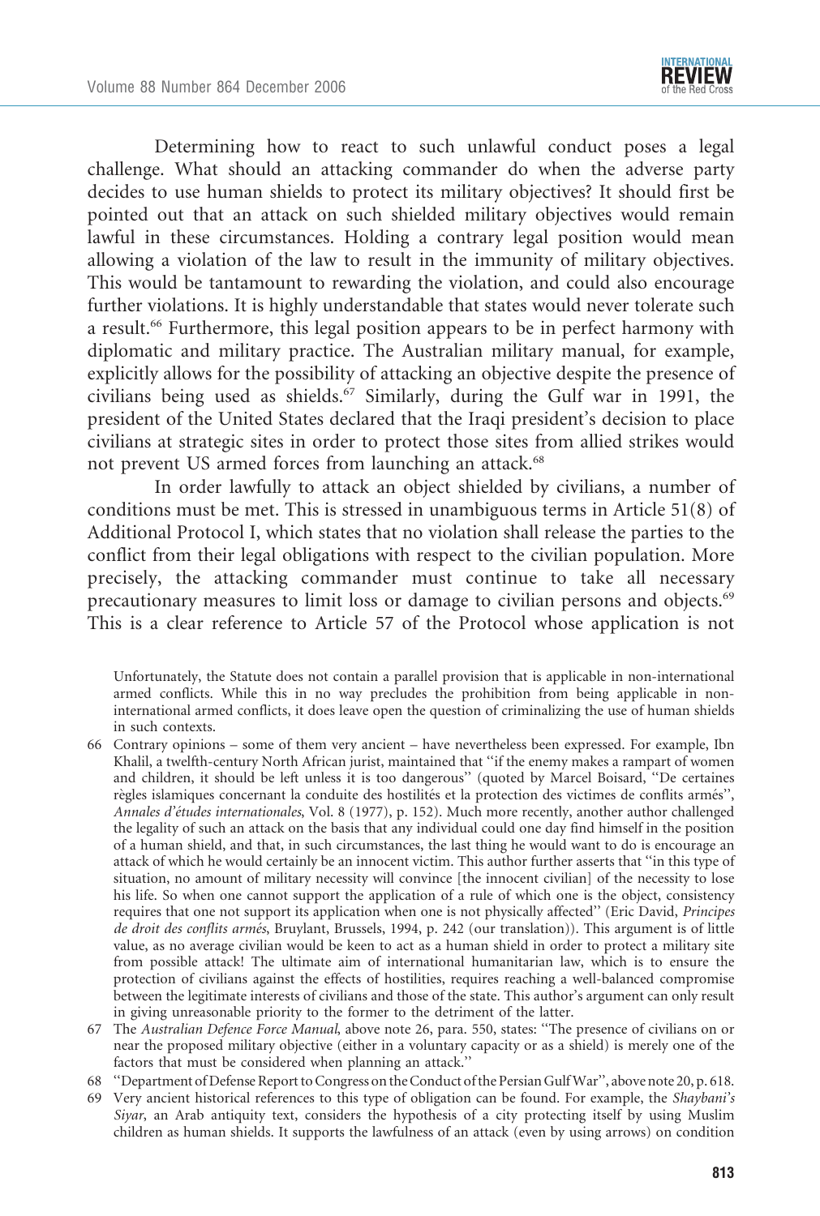Determining how to react to such unlawful conduct poses a legal challenge. What should an attacking commander do when the adverse party decides to use human shields to protect its military objectives? It should first be pointed out that an attack on such shielded military objectives would remain lawful in these circumstances. Holding a contrary legal position would mean allowing a violation of the law to result in the immunity of military objectives. This would be tantamount to rewarding the violation, and could also encourage further violations. It is highly understandable that states would never tolerate such a result.[66] Furthermore, this legal position appears to be in perfect harmony with diplomatic and military practice. The Australian military manual, for example, explicitly allows for the possibility of attacking an objective despite the presence of civilians being used as shields.[67] Similarly, during the Gulf war in 1991, the president of the United States declared that the Iraqi president's decision to place civilians at strategic sites in order to protect those sites from allied strikes would not prevent US armed forces from launching an attack.[68]

In order lawfully to attack an object shielded by civilians, a number of conditions must be met. This is stressed in unambiguous terms in Article 51(8) of Additional Protocol I, which states that no violation shall release the parties to the conflict from their legal obligations with respect to the civilian population. More precisely, the attacking commander must continue to take all necessary precautionary measures to limit loss or damage to civilian persons and objects.[69] This is a clear reference to Article 57 of the Protocol whose application is not

Unfortunately, the Statute does not contain a parallel provision that is applicable in non-international armed conflicts. While this in no way precludes the prohibition from being applicable in non-international armed conflicts, it does leave open the question of criminalizing the use of human shields in such contexts.

66 Contrary opinions – some of them very ancient – have nevertheless been expressed. For example, Ibn Khalil, a twelfth-century North African jurist, maintained that "if the enemy makes a rampart of women and children, it should be left unless it is too dangerous" (quoted by Marcel Boisard, "De certaines règles islamiques concernant la conduite des hostilités et la protection des victimes de conflits armés", *Annales d'études internationales*, Vol. 8 (1977), p. 152). Much more recently, another author challenged the legality of such an attack on the basis that any individual could one day find himself in the position of a human shield, and that, in such circumstances, the last thing he would want to do is encourage an attack of which he would certainly be an innocent victim. This author further asserts that "in this type of situation, no amount of military necessity will convince [the innocent civilian] of the necessity to lose his life. So when one cannot support the application of a rule of which one is the object, consistency requires that one not support its application when one is not physically affected" (Eric David, *Principes de droit des conflits armés*, Bruylant, Brussels, 1994, p. 242 (our translation)). This argument is of little value, as no average civilian would be keen to act as a human shield in order to protect a military site from possible attack! The ultimate aim of international humanitarian law, which is to ensure the protection of civilians against the effects of hostilities, requires reaching a well-balanced compromise between the legitimate interests of civilians and those of the state. This author's argument can only result in giving unreasonable priority to the former to the detriment of the latter.

67 The *Australian Defence Force Manual*, above note 26, para. 550, states: "The presence of civilians on or near the proposed military objective (either in a voluntary capacity or as a shield) is merely one of the factors that must be considered when planning an attack."

68 "Department of Defense Report to Congress on the Conduct of the Persian Gulf War", above note 20, p. 618.

69 Very ancient historical references to this type of obligation can be found. For example, the *Shaybani's Siyar*, an Arab antiquity text, considers the hypothesis of a city protecting itself by using Muslim children as human shields. It supports the lawfulness of an attack (even by using arrows) on condition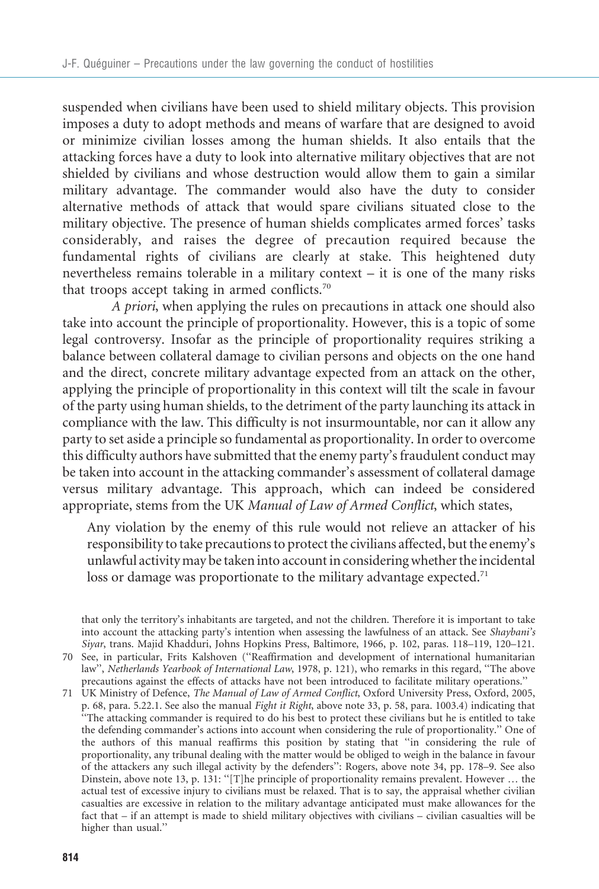suspended when civilians have been used to shield military objects. This provision imposes a duty to adopt methods and means of warfare that are designed to avoid or minimize civilian losses among the human shields. It also entails that the attacking forces have a duty to look into alternative military objectives that are not shielded by civilians and whose destruction would allow them to gain a similar military advantage. The commander would also have the duty to consider alternative methods of attack that would spare civilians situated close to the military objective. The presence of human shields complicates armed forces' tasks considerably, and raises the degree of precaution required because the fundamental rights of civilians are clearly at stake. This heightened duty nevertheless remains tolerable in a military context – it is one of the many risks that troops accept taking in armed conflicts.[70]

*A priori*, when applying the rules on precautions in attack one should also take into account the principle of proportionality. However, this is a topic of some legal controversy. Insofar as the principle of proportionality requires striking a balance between collateral damage to civilian persons and objects on the one hand and the direct, concrete military advantage expected from an attack on the other, applying the principle of proportionality in this context will tilt the scale in favour of the party using human shields, to the detriment of the party launching its attack in compliance with the law. This difficulty is not insurmountable, nor can it allow any party to set aside a principle so fundamental as proportionality. In order to overcome this difficulty authors have submitted that the enemy party's fraudulent conduct may be taken into account in the attacking commander's assessment of collateral damage versus military advantage. This approach, which can indeed be considered appropriate, stems from the UK *Manual of Law of Armed Conflict*, which states,

> Any violation by the enemy of this rule would not relieve an attacker of his responsibility to take precautions to protect the civilians affected, but the enemy's unlawful activity may be taken into account in considering whether the incidental loss or damage was proportionate to the military advantage expected.[71]

---

that only the territory's inhabitants are targeted, and not the children. Therefore it is important to take into account the attacking party's intention when assessing the lawfulness of an attack. See *Shaybani's Siyar*, trans. Majid Khadduri, Johns Hopkins Press, Baltimore, 1966, p. 102, paras. 118–119, 120–121.

70 See, in particular, Frits Kalshoven (''Reaffirmation and development of international humanitarian law'', *Netherlands Yearbook of International Law*, 1978, p. 121), who remarks in this regard, ''The above precautions against the effects of attacks have not been introduced to facilitate military operations.''

71 UK Ministry of Defence, *The Manual of Law of Armed Conflict*, Oxford University Press, Oxford, 2005, p. 68, para. 5.22.1. See also the manual *Fight it Right*, above note 33, p. 58, para. 1003.4) indicating that ''The attacking commander is required to do his best to protect these civilians but he is entitled to take the defending commander's actions into account when considering the rule of proportionality.'' One of the authors of this manual reaffirms this position by stating that ''in considering the rule of proportionality, any tribunal dealing with the matter would be obliged to weigh in the balance in favour of the attackers any such illegal activity by the defenders'': Rogers, above note 34, pp. 178–9. See also Dinstein, above note 13, p. 131: ''[T]he principle of proportionality remains prevalent. However … the actual test of excessive injury to civilians must be relaxed. That is to say, the appraisal whether civilian casualties are excessive in relation to the military advantage anticipated must make allowances for the fact that – if an attempt is made to shield military objectives with civilians – civilian casualties will be higher than usual.''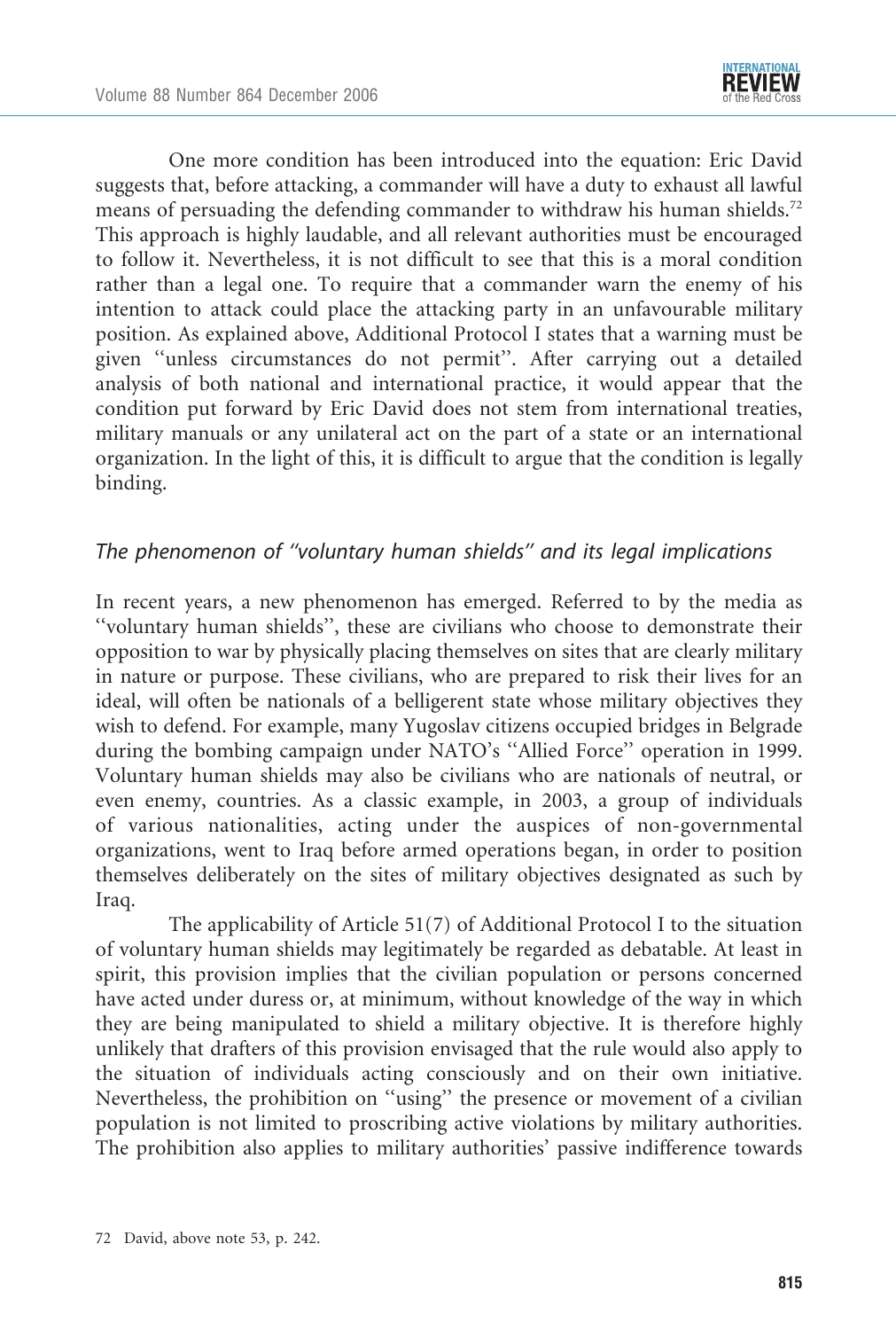One more condition has been introduced into the equation: Eric David suggests that, before attacking, a commander will have a duty to exhaust all lawful means of persuading the defending commander to withdraw his human shields.[72] This approach is highly laudable, and all relevant authorities must be encouraged to follow it. Nevertheless, it is not difficult to see that this is a moral condition rather than a legal one. To require that a commander warn the enemy of his intention to attack could place the attacking party in an unfavourable military position. As explained above, Additional Protocol I states that a warning must be given "unless circumstances do not permit". After carrying out a detailed analysis of both national and international practice, it would appear that the condition put forward by Eric David does not stem from international treaties, military manuals or any unilateral act on the part of a state or an international organization. In the light of this, it is difficult to argue that the condition is legally binding.

### *The phenomenon of "voluntary human shields" and its legal implications*

In recent years, a new phenomenon has emerged. Referred to by the media as "voluntary human shields", these are civilians who choose to demonstrate their opposition to war by physically placing themselves on sites that are clearly military in nature or purpose. These civilians, who are prepared to risk their lives for an ideal, will often be nationals of a belligerent state whose military objectives they wish to defend. For example, many Yugoslav citizens occupied bridges in Belgrade during the bombing campaign under NATO's "Allied Force" operation in 1999. Voluntary human shields may also be civilians who are nationals of neutral, or even enemy, countries. As a classic example, in 2003, a group of individuals of various nationalities, acting under the auspices of non-governmental organizations, went to Iraq before armed operations began, in order to position themselves deliberately on the sites of military objectives designated as such by Iraq.

The applicability of Article 51(7) of Additional Protocol I to the situation of voluntary human shields may legitimately be regarded as debatable. At least in spirit, this provision implies that the civilian population or persons concerned have acted under duress or, at minimum, without knowledge of the way in which they are being manipulated to shield a military objective. It is therefore highly unlikely that drafters of this provision envisaged that the rule would also apply to the situation of individuals acting consciously and on their own initiative. Nevertheless, the prohibition on "using" the presence or movement of a civilian population is not limited to proscribing active violations by military authorities. The prohibition also applies to military authorities' passive indifference towards

72 David, above note 53, p. 242.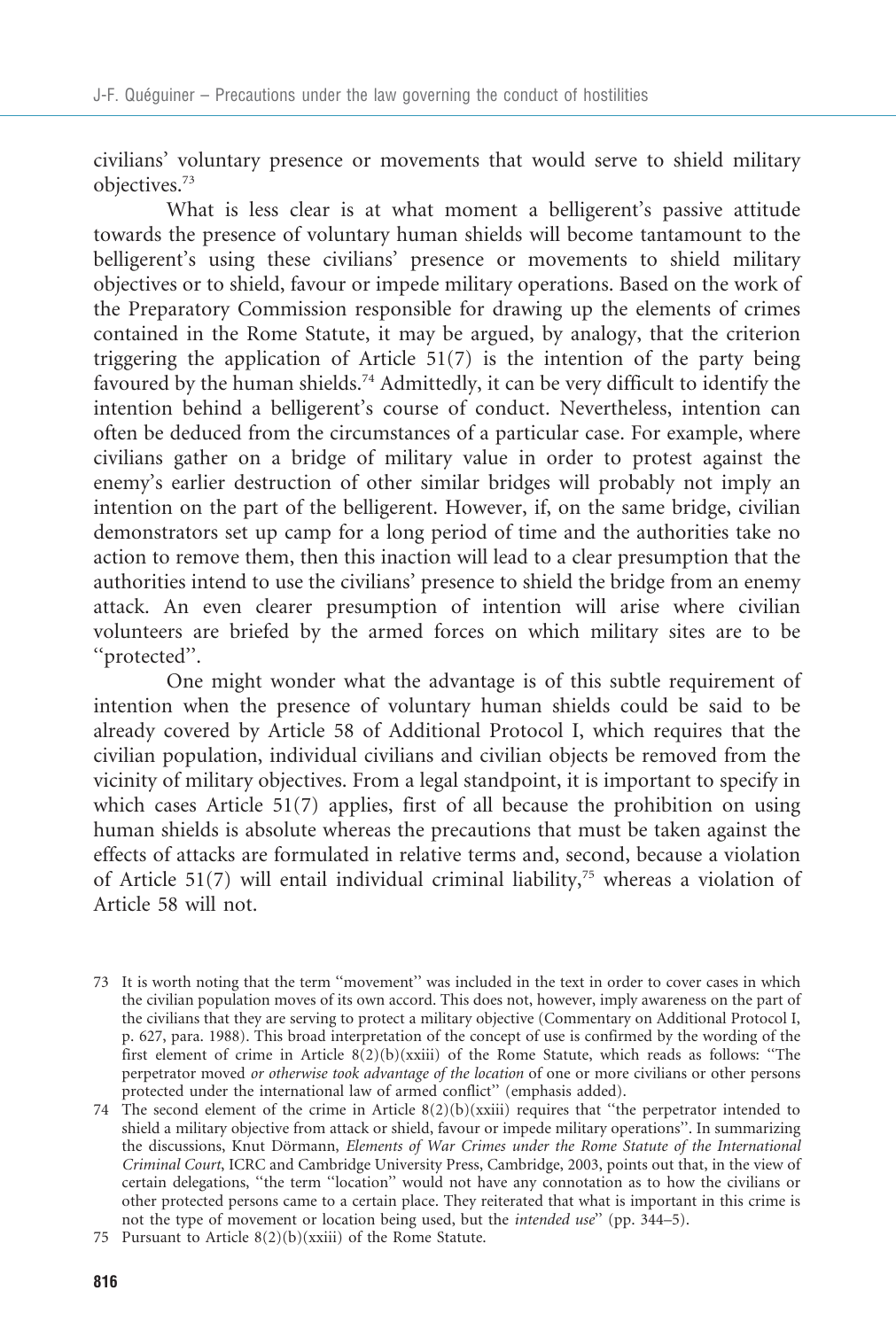civilians' voluntary presence or movements that would serve to shield military objectives.[73]

What is less clear is at what moment a belligerent's passive attitude towards the presence of voluntary human shields will become tantamount to the belligerent's using these civilians' presence or movements to shield military objectives or to shield, favour or impede military operations. Based on the work of the Preparatory Commission responsible for drawing up the elements of crimes contained in the Rome Statute, it may be argued, by analogy, that the criterion triggering the application of Article 51(7) is the intention of the party being favoured by the human shields.[74] Admittedly, it can be very difficult to identify the intention behind a belligerent's course of conduct. Nevertheless, intention can often be deduced from the circumstances of a particular case. For example, where civilians gather on a bridge of military value in order to protest against the enemy's earlier destruction of other similar bridges will probably not imply an intention on the part of the belligerent. However, if, on the same bridge, civilian demonstrators set up camp for a long period of time and the authorities take no action to remove them, then this inaction will lead to a clear presumption that the authorities intend to use the civilians' presence to shield the bridge from an enemy attack. An even clearer presumption of intention will arise where civilian volunteers are briefed by the armed forces on which military sites are to be "protected".

One might wonder what the advantage is of this subtle requirement of intention when the presence of voluntary human shields could be said to be already covered by Article 58 of Additional Protocol I, which requires that the civilian population, individual civilians and civilian objects be removed from the vicinity of military objectives. From a legal standpoint, it is important to specify in which cases Article 51(7) applies, first of all because the prohibition on using human shields is absolute whereas the precautions that must be taken against the effects of attacks are formulated in relative terms and, second, because a violation of Article 51(7) will entail individual criminal liability,[75] whereas a violation of Article 58 will not.

---

73 It is worth noting that the term "movement" was included in the text in order to cover cases in which the civilian population moves of its own accord. This does not, however, imply awareness on the part of the civilians that they are serving to protect a military objective (Commentary on Additional Protocol I, p. 627, para. 1988). This broad interpretation of the concept of use is confirmed by the wording of the first element of crime in Article 8(2)(b)(xxiii) of the Rome Statute, which reads as follows: "The perpetrator moved *or otherwise took advantage of the location* of one or more civilians or other persons protected under the international law of armed conflict" (emphasis added).

74 The second element of the crime in Article 8(2)(b)(xxiii) requires that "the perpetrator intended to shield a military objective from attack or shield, favour or impede military operations". In summarizing the discussions, Knut Dörmann, *Elements of War Crimes under the Rome Statute of the International Criminal Court*, ICRC and Cambridge University Press, Cambridge, 2003, points out that, in the view of certain delegations, "the term "location" would not have any connotation as to how the civilians or other protected persons came to a certain place. They reiterated that what is important in this crime is not the type of movement or location being used, but the *intended use*" (pp. 344–5).

75 Pursuant to Article 8(2)(b)(xxiii) of the Rome Statute.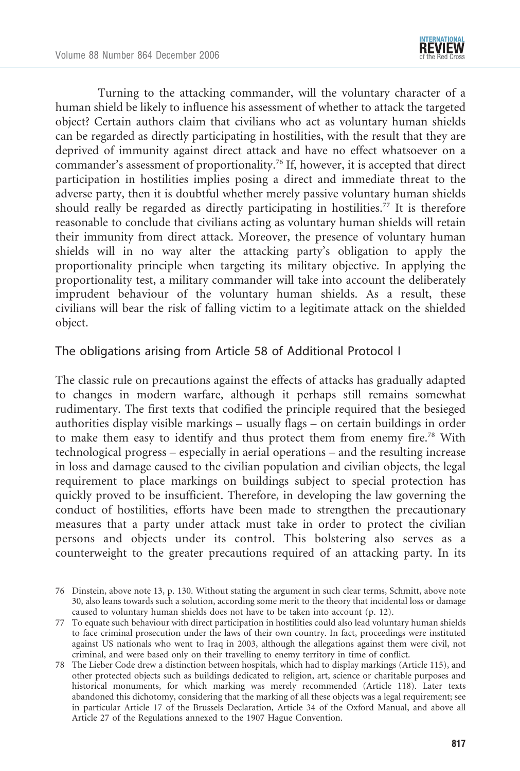Turning to the attacking commander, will the voluntary character of a human shield be likely to influence his assessment of whether to attack the targeted object? Certain authors claim that civilians who act as voluntary human shields can be regarded as directly participating in hostilities, with the result that they are deprived of immunity against direct attack and have no effect whatsoever on a commander's assessment of proportionality.[76] If, however, it is accepted that direct participation in hostilities implies posing a direct and immediate threat to the adverse party, then it is doubtful whether merely passive voluntary human shields should really be regarded as directly participating in hostilities.[77] It is therefore reasonable to conclude that civilians acting as voluntary human shields will retain their immunity from direct attack. Moreover, the presence of voluntary human shields will in no way alter the attacking party's obligation to apply the proportionality principle when targeting its military objective. In applying the proportionality test, a military commander will take into account the deliberately imprudent behaviour of the voluntary human shields. As a result, these civilians will bear the risk of falling victim to a legitimate attack on the shielded object.

## The obligations arising from Article 58 of Additional Protocol I

The classic rule on precautions against the effects of attacks has gradually adapted to changes in modern warfare, although it perhaps still remains somewhat rudimentary. The first texts that codified the principle required that the besieged authorities display visible markings – usually flags – on certain buildings in order to make them easy to identify and thus protect them from enemy fire.[78] With technological progress – especially in aerial operations – and the resulting increase in loss and damage caused to the civilian population and civilian objects, the legal requirement to place markings on buildings subject to special protection has quickly proved to be insufficient. Therefore, in developing the law governing the conduct of hostilities, efforts have been made to strengthen the precautionary measures that a party under attack must take in order to protect the civilian persons and objects under its control. This bolstering also serves as a counterweight to the greater precautions required of an attacking party. In its

76 Dinstein, above note 13, p. 130. Without stating the argument in such clear terms, Schmitt, above note 30, also leans towards such a solution, according some merit to the theory that incidental loss or damage caused to voluntary human shields does not have to be taken into account (p. 12).

77 To equate such behaviour with direct participation in hostilities could also lead voluntary human shields to face criminal prosecution under the laws of their own country. In fact, proceedings were instituted against US nationals who went to Iraq in 2003, although the allegations against them were civil, not criminal, and were based only on their travelling to enemy territory in time of conflict.

78 The Lieber Code drew a distinction between hospitals, which had to display markings (Article 115), and other protected objects such as buildings dedicated to religion, art, science or charitable purposes and historical monuments, for which marking was merely recommended (Article 118). Later texts abandoned this dichotomy, considering that the marking of all these objects was a legal requirement; see in particular Article 17 of the Brussels Declaration, Article 34 of the Oxford Manual, and above all Article 27 of the Regulations annexed to the 1907 Hague Convention.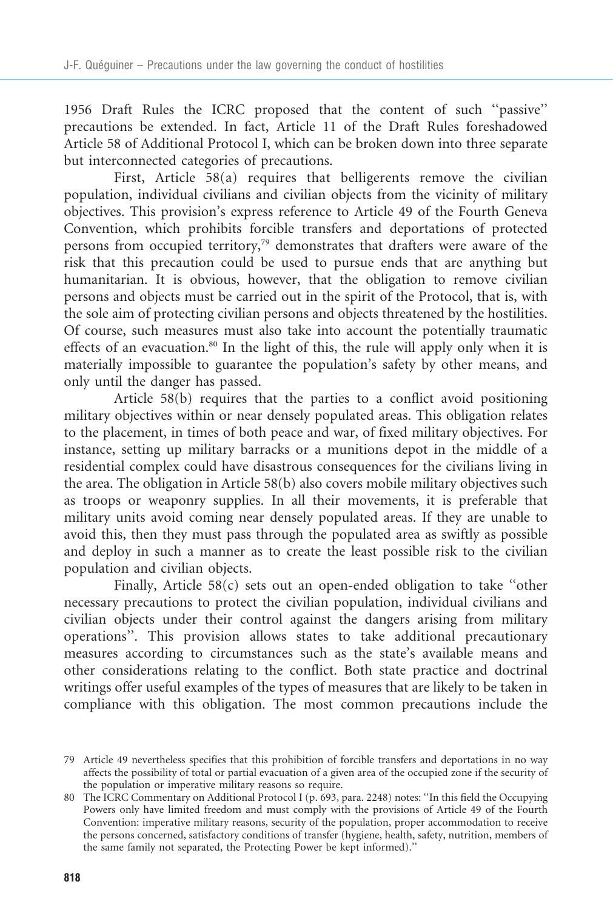1956 Draft Rules the ICRC proposed that the content of such ''passive'' precautions be extended. In fact, Article 11 of the Draft Rules foreshadowed Article 58 of Additional Protocol I, which can be broken down into three separate but interconnected categories of precautions.

First, Article 58(a) requires that belligerents remove the civilian population, individual civilians and civilian objects from the vicinity of military objectives. This provision's express reference to Article 49 of the Fourth Geneva Convention, which prohibits forcible transfers and deportations of protected persons from occupied territory,[79] demonstrates that drafters were aware of the risk that this precaution could be used to pursue ends that are anything but humanitarian. It is obvious, however, that the obligation to remove civilian persons and objects must be carried out in the spirit of the Protocol, that is, with the sole aim of protecting civilian persons and objects threatened by the hostilities. Of course, such measures must also take into account the potentially traumatic effects of an evacuation.[80] In the light of this, the rule will apply only when it is materially impossible to guarantee the population's safety by other means, and only until the danger has passed.

Article 58(b) requires that the parties to a conflict avoid positioning military objectives within or near densely populated areas. This obligation relates to the placement, in times of both peace and war, of fixed military objectives. For instance, setting up military barracks or a munitions depot in the middle of a residential complex could have disastrous consequences for the civilians living in the area. The obligation in Article 58(b) also covers mobile military objectives such as troops or weaponry supplies. In all their movements, it is preferable that military units avoid coming near densely populated areas. If they are unable to avoid this, then they must pass through the populated area as swiftly as possible and deploy in such a manner as to create the least possible risk to the civilian population and civilian objects.

Finally, Article 58(c) sets out an open-ended obligation to take ''other necessary precautions to protect the civilian population, individual civilians and civilian objects under their control against the dangers arising from military operations''. This provision allows states to take additional precautionary measures according to circumstances such as the state's available means and other considerations relating to the conflict. Both state practice and doctrinal writings offer useful examples of the types of measures that are likely to be taken in compliance with this obligation. The most common precautions include the

79 Article 49 nevertheless specifies that this prohibition of forcible transfers and deportations in no way affects the possibility of total or partial evacuation of a given area of the occupied zone if the security of the population or imperative military reasons so require.

80 The ICRC Commentary on Additional Protocol I (p. 693, para. 2248) notes: ''In this field the Occupying Powers only have limited freedom and must comply with the provisions of Article 49 of the Fourth Convention: imperative military reasons, security of the population, proper accommodation to receive the persons concerned, satisfactory conditions of transfer (hygiene, health, safety, nutrition, members of the same family not separated, the Protecting Power be kept informed).''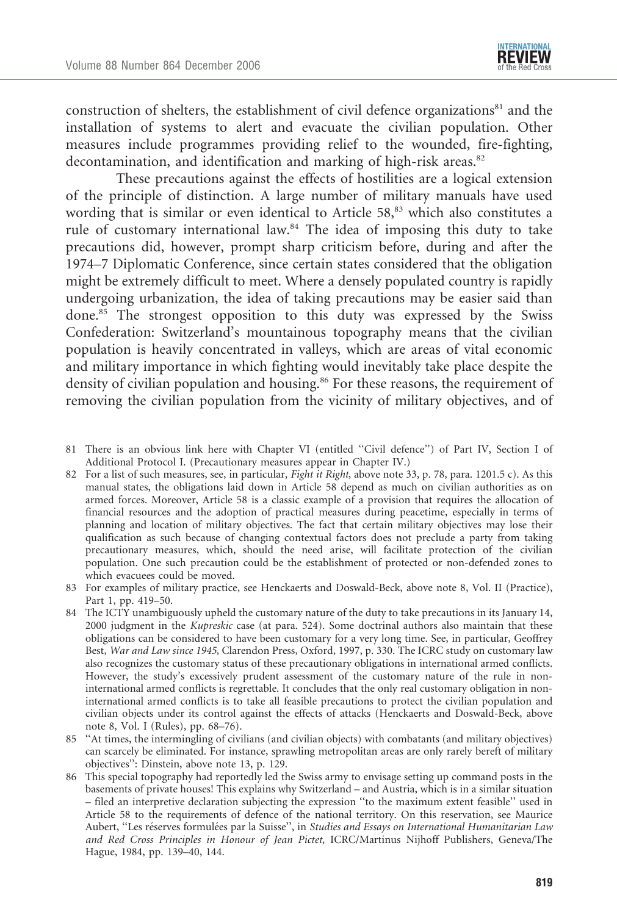construction of shelters, the establishment of civil defence organizations[81] and the installation of systems to alert and evacuate the civilian population. Other measures include programmes providing relief to the wounded, fire-fighting, decontamination, and identification and marking of high-risk areas.[82]

These precautions against the effects of hostilities are a logical extension of the principle of distinction. A large number of military manuals have used wording that is similar or even identical to Article 58,[83] which also constitutes a rule of customary international law.[84] The idea of imposing this duty to take precautions did, however, prompt sharp criticism before, during and after the 1974–7 Diplomatic Conference, since certain states considered that the obligation might be extremely difficult to meet. Where a densely populated country is rapidly undergoing urbanization, the idea of taking precautions may be easier said than done.[85] The strongest opposition to this duty was expressed by the Swiss Confederation: Switzerland's mountainous topography means that the civilian population is heavily concentrated in valleys, which are areas of vital economic and military importance in which fighting would inevitably take place despite the density of civilian population and housing.[86] For these reasons, the requirement of removing the civilian population from the vicinity of military objectives, and of

81 There is an obvious link here with Chapter VI (entitled "Civil defence") of Part IV, Section I of Additional Protocol I. (Precautionary measures appear in Chapter IV.)

82 For a list of such measures, see, in particular, *Fight it Right*, above note 33, p. 78, para. 1201.5 c). As this manual states, the obligations laid down in Article 58 depend as much on civilian authorities as on armed forces. Moreover, Article 58 is a classic example of a provision that requires the allocation of financial resources and the adoption of practical measures during peacetime, especially in terms of planning and location of military objectives. The fact that certain military objectives may lose their qualification as such because of changing contextual factors does not preclude a party from taking precautionary measures, which, should the need arise, will facilitate protection of the civilian population. One such precaution could be the establishment of protected or non-defended zones to which evacuees could be moved.

83 For examples of military practice, see Henckaerts and Doswald-Beck, above note 8, Vol. II (Practice), Part 1, pp. 419–50.

84 The ICTY unambiguously upheld the customary nature of the duty to take precautions in its January 14, 2000 judgment in the *Kupreskic* case (at para. 524). Some doctrinal authors also maintain that these obligations can be considered to have been customary for a very long time. See, in particular, Geoffrey Best, *War and Law since 1945*, Clarendon Press, Oxford, 1997, p. 330. The ICRC study on customary law also recognizes the customary status of these precautionary obligations in international armed conflicts. However, the study's excessively prudent assessment of the customary nature of the rule in non-international armed conflicts is regrettable. It concludes that the only real customary obligation in non-international armed conflicts is to take all feasible precautions to protect the civilian population and civilian objects under its control against the effects of attacks (Henckaerts and Doswald-Beck, above note 8, Vol. I (Rules), pp. 68–76).

85 "At times, the intermingling of civilians (and civilian objects) with combatants (and military objectives) can scarcely be eliminated. For instance, sprawling metropolitan areas are only rarely bereft of military objectives": Dinstein, above note 13, p. 129.

86 This special topography had reportedly led the Swiss army to envisage setting up command posts in the basements of private houses! This explains why Switzerland – and Austria, which is in a similar situation – filed an interpretive declaration subjecting the expression "to the maximum extent feasible" used in Article 58 to the requirements of defence of the national territory. On this reservation, see Maurice Aubert, "Les réserves formulées par la Suisse", in *Studies and Essays on International Humanitarian Law and Red Cross Principles in Honour of Jean Pictet*, ICRC/Martinus Nijhoff Publishers, Geneva/The Hague, 1984, pp. 139–40, 144.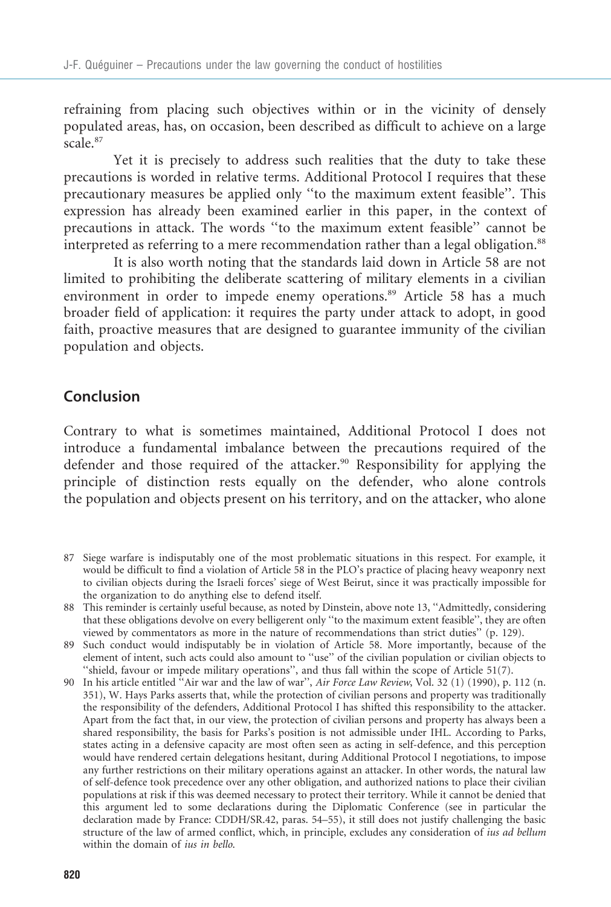refraining from placing such objectives within or in the vicinity of densely populated areas, has, on occasion, been described as difficult to achieve on a large scale.[87]

Yet it is precisely to address such realities that the duty to take these precautions is worded in relative terms. Additional Protocol I requires that these precautionary measures be applied only ''to the maximum extent feasible''. This expression has already been examined earlier in this paper, in the context of precautions in attack. The words ''to the maximum extent feasible'' cannot be interpreted as referring to a mere recommendation rather than a legal obligation.[88]

It is also worth noting that the standards laid down in Article 58 are not limited to prohibiting the deliberate scattering of military elements in a civilian environment in order to impede enemy operations.[89] Article 58 has a much broader field of application: it requires the party under attack to adopt, in good faith, proactive measures that are designed to guarantee immunity of the civilian population and objects.

## Conclusion

Contrary to what is sometimes maintained, Additional Protocol I does not introduce a fundamental imbalance between the precautions required of the defender and those required of the attacker.[90] Responsibility for applying the principle of distinction rests equally on the defender, who alone controls the population and objects present on his territory, and on the attacker, who alone

---

87 Siege warfare is indisputably one of the most problematic situations in this respect. For example, it would be difficult to find a violation of Article 58 in the PLO's practice of placing heavy weaponry next to civilian objects during the Israeli forces' siege of West Beirut, since it was practically impossible for the organization to do anything else to defend itself.

88 This reminder is certainly useful because, as noted by Dinstein, above note 13, ''Admittedly, considering that these obligations devolve on every belligerent only ''to the maximum extent feasible'', they are often viewed by commentators as more in the nature of recommendations than strict duties'' (p. 129).

89 Such conduct would indisputably be in violation of Article 58. More importantly, because of the element of intent, such acts could also amount to ''use'' of the civilian population or civilian objects to ''shield, favour or impede military operations'', and thus fall within the scope of Article 51(7).

90 In his article entitled ''Air war and the law of war'', *Air Force Law Review*, Vol. 32 (1) (1990), p. 112 (n. 351), W. Hays Parks asserts that, while the protection of civilian persons and property was traditionally the responsibility of the defenders, Additional Protocol I has shifted this responsibility to the attacker. Apart from the fact that, in our view, the protection of civilian persons and property has always been a shared responsibility, the basis for Parks's position is not admissible under IHL. According to Parks, states acting in a defensive capacity are most often seen as acting in self-defence, and this perception would have rendered certain delegations hesitant, during Additional Protocol I negotiations, to impose any further restrictions on their military operations against an attacker. In other words, the natural law of self-defence took precedence over any other obligation, and authorized nations to place their civilian populations at risk if this was deemed necessary to protect their territory. While it cannot be denied that this argument led to some declarations during the Diplomatic Conference (see in particular the declaration made by France: CDDH/SR.42, paras. 54–55), it still does not justify challenging the basic structure of the law of armed conflict, which, in principle, excludes any consideration of *ius ad bellum* within the domain of *ius in bello*.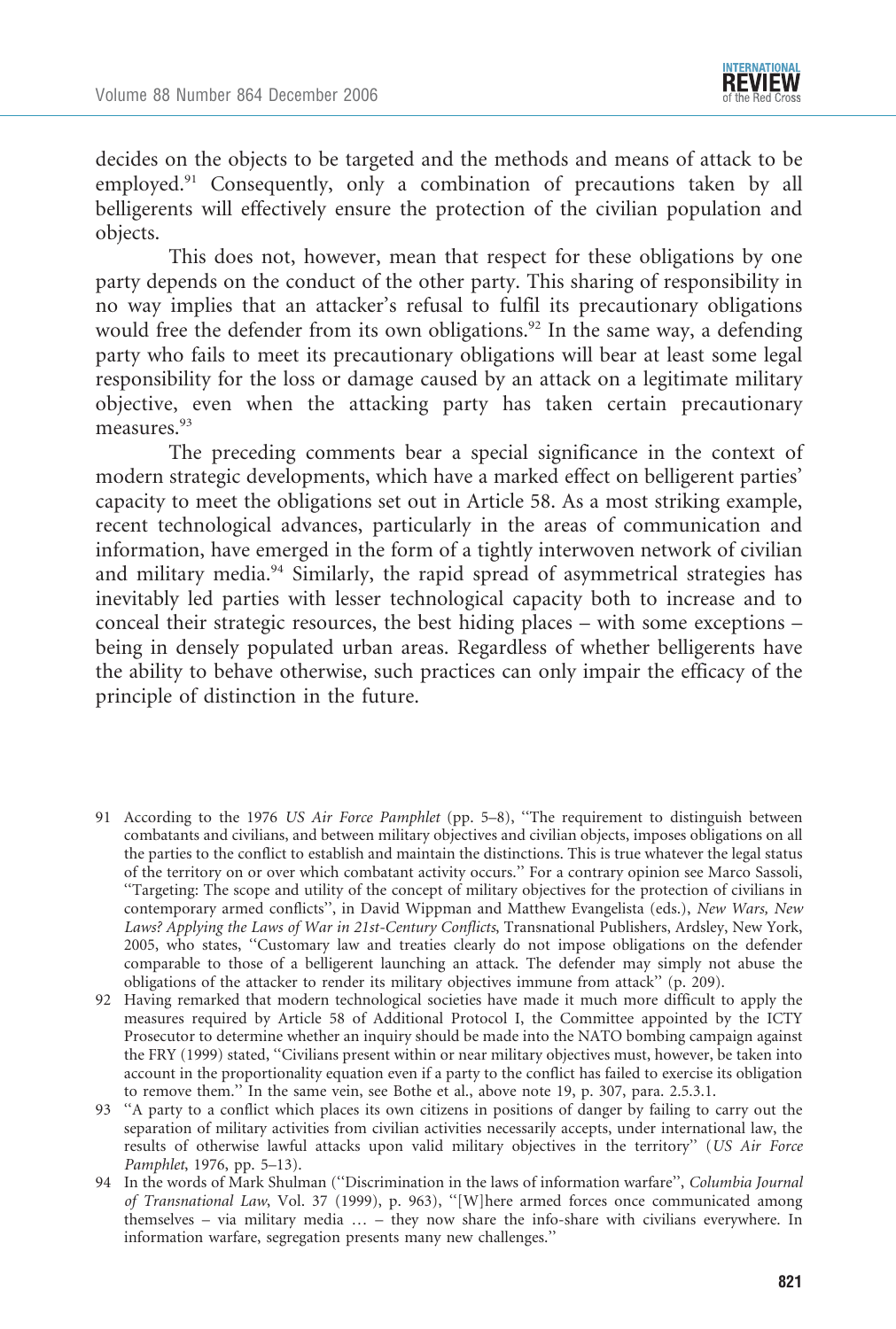decides on the objects to be targeted and the methods and means of attack to be employed.[91] Consequently, only a combination of precautions taken by all belligerents will effectively ensure the protection of the civilian population and objects.

This does not, however, mean that respect for these obligations by one party depends on the conduct of the other party. This sharing of responsibility in no way implies that an attacker's refusal to fulfil its precautionary obligations would free the defender from its own obligations.[92] In the same way, a defending party who fails to meet its precautionary obligations will bear at least some legal responsibility for the loss or damage caused by an attack on a legitimate military objective, even when the attacking party has taken certain precautionary measures.[93]

The preceding comments bear a special significance in the context of modern strategic developments, which have a marked effect on belligerent parties' capacity to meet the obligations set out in Article 58. As a most striking example, recent technological advances, particularly in the areas of communication and information, have emerged in the form of a tightly interwoven network of civilian and military media.[94] Similarly, the rapid spread of asymmetrical strategies has inevitably led parties with lesser technological capacity both to increase and to conceal their strategic resources, the best hiding places – with some exceptions – being in densely populated urban areas. Regardless of whether belligerents have the ability to behave otherwise, such practices can only impair the efficacy of the principle of distinction in the future.

---

91 According to the 1976 *US Air Force Pamphlet* (pp. 5–8), "The requirement to distinguish between combatants and civilians, and between military objectives and civilian objects, imposes obligations on all the parties to the conflict to establish and maintain the distinctions. This is true whatever the legal status of the territory on or over which combatant activity occurs." For a contrary opinion see Marco Sassoli, "Targeting: The scope and utility of the concept of military objectives for the protection of civilians in contemporary armed conflicts", in David Wippman and Matthew Evangelista (eds.), *New Wars, New Laws? Applying the Laws of War in 21st-Century Conflicts*, Transnational Publishers, Ardsley, New York, 2005, who states, "Customary law and treaties clearly do not impose obligations on the defender comparable to those of a belligerent launching an attack. The defender may simply not abuse the obligations of the attacker to render its military objectives immune from attack" (p. 209).

92 Having remarked that modern technological societies have made it much more difficult to apply the measures required by Article 58 of Additional Protocol I, the Committee appointed by the ICTY Prosecutor to determine whether an inquiry should be made into the NATO bombing campaign against the FRY (1999) stated, "Civilians present within or near military objectives must, however, be taken into account in the proportionality equation even if a party to the conflict has failed to exercise its obligation to remove them." In the same vein, see Bothe et al., above note 19, p. 307, para. 2.5.3.1.

93 "A party to a conflict which places its own citizens in positions of danger by failing to carry out the separation of military activities from civilian activities necessarily accepts, under international law, the results of otherwise lawful attacks upon valid military objectives in the territory" (*US Air Force Pamphlet*, 1976, pp. 5–13).

94 In the words of Mark Shulman ("Discrimination in the laws of information warfare", *Columbia Journal of Transnational Law*, Vol. 37 (1999), p. 963), "[W]here armed forces once communicated among themselves – via military media … – they now share the info-share with civilians everywhere. In information warfare, segregation presents many new challenges."